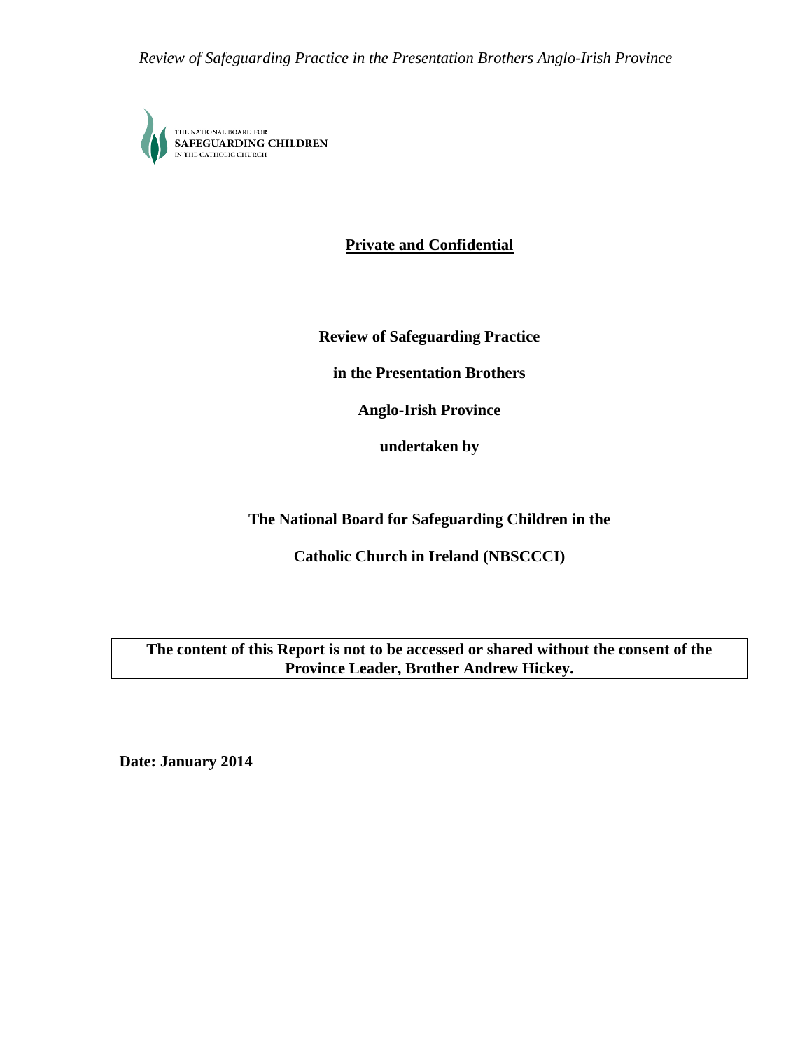THE NATIONAL BOARD FOR
**SAFEGUARDING CHILDREN**
IN THE CATHOLIC CHURCH

**Private and Confidential**

**Review of Safeguarding Practice**

**in the Presentation Brothers**

**Anglo-Irish Province**

**undertaken by**

**The National Board for Safeguarding Children in the**

**Catholic Church in Ireland (NBSCCCI)**

**The content of this Report is not to be accessed or shared without the consent of the Province Leader, Brother Andrew Hickey.**

**Date: January 2014**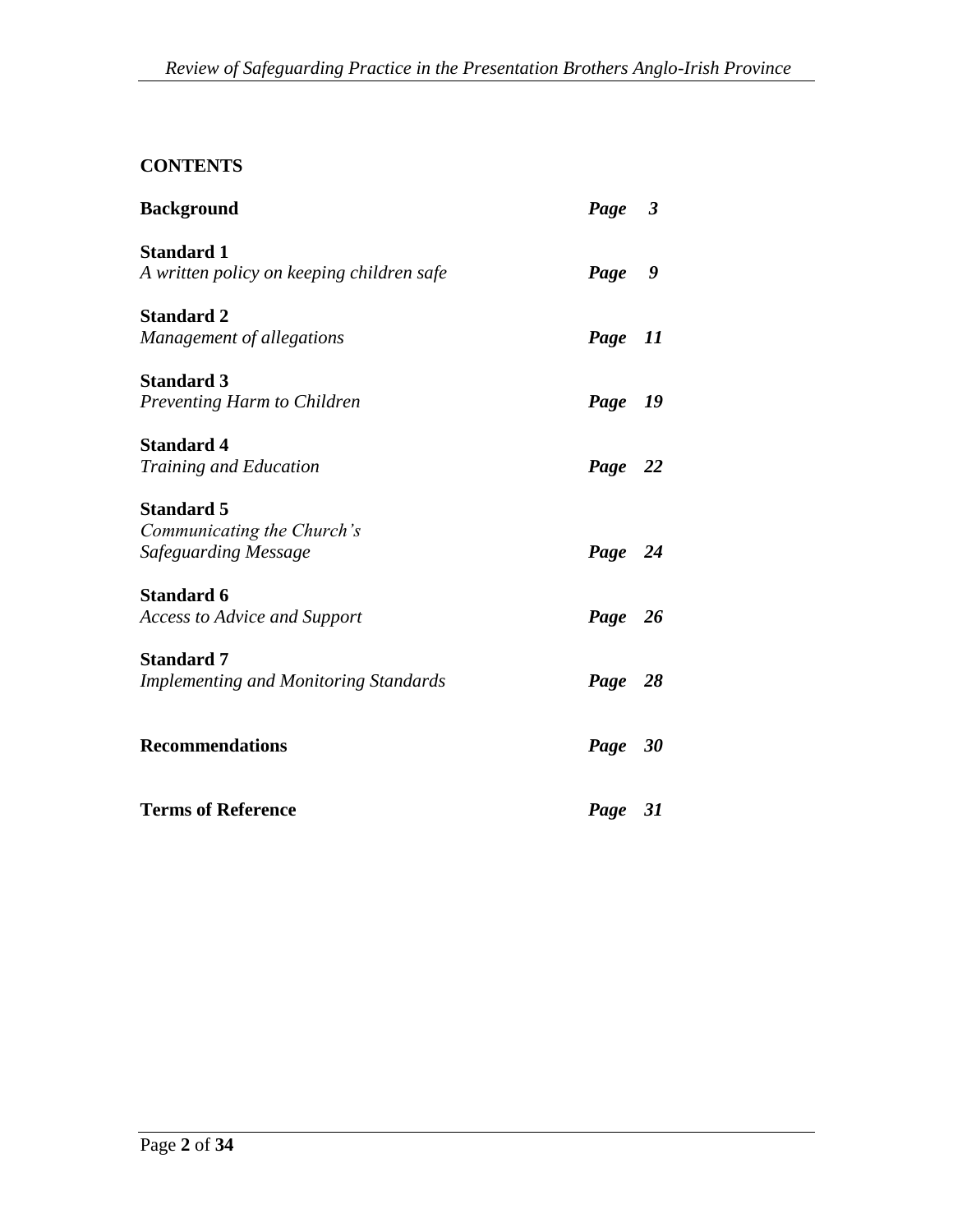**CONTENTS**

| | |
|---|---|
| **Background** | ***Page 3*** |
| **Standard 1**<br>*A written policy on keeping children safe* | ***Page 9*** |
| **Standard 2**<br>*Management of allegations* | ***Page 11*** |
| **Standard 3**<br>*Preventing Harm to Children* | ***Page 19*** |
| **Standard 4**<br>*Training and Education* | ***Page 22*** |
| **Standard 5**<br>*Communicating the Church's Safeguarding Message* | ***Page 24*** |
| **Standard 6**<br>*Access to Advice and Support* | ***Page 26*** |
| **Standard 7**<br>*Implementing and Monitoring Standards* | ***Page 28*** |
| **Recommendations** | ***Page 30*** |
| **Terms of Reference** | ***Page 31*** |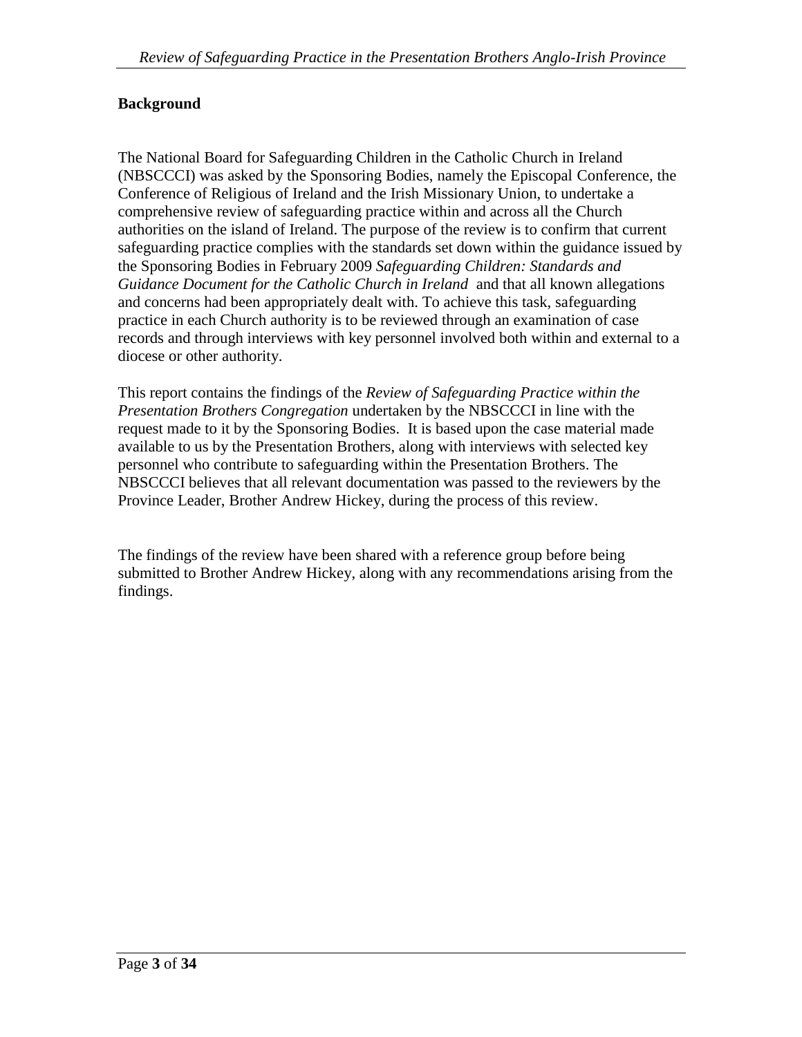## Background

The National Board for Safeguarding Children in the Catholic Church in Ireland (NBSCCCI) was asked by the Sponsoring Bodies, namely the Episcopal Conference, the Conference of Religious of Ireland and the Irish Missionary Union, to undertake a comprehensive review of safeguarding practice within and across all the Church authorities on the island of Ireland. The purpose of the review is to confirm that current safeguarding practice complies with the standards set down within the guidance issued by the Sponsoring Bodies in February 2009 *Safeguarding Children: Standards and Guidance Document for the Catholic Church in Ireland* and that all known allegations and concerns had been appropriately dealt with. To achieve this task, safeguarding practice in each Church authority is to be reviewed through an examination of case records and through interviews with key personnel involved both within and external to a diocese or other authority.

This report contains the findings of the *Review of Safeguarding Practice within the Presentation Brothers Congregation* undertaken by the NBSCCCI in line with the request made to it by the Sponsoring Bodies. It is based upon the case material made available to us by the Presentation Brothers, along with interviews with selected key personnel who contribute to safeguarding within the Presentation Brothers. The NBSCCCI believes that all relevant documentation was passed to the reviewers by the Province Leader, Brother Andrew Hickey, during the process of this review.

The findings of the review have been shared with a reference group before being submitted to Brother Andrew Hickey, along with any recommendations arising from the findings.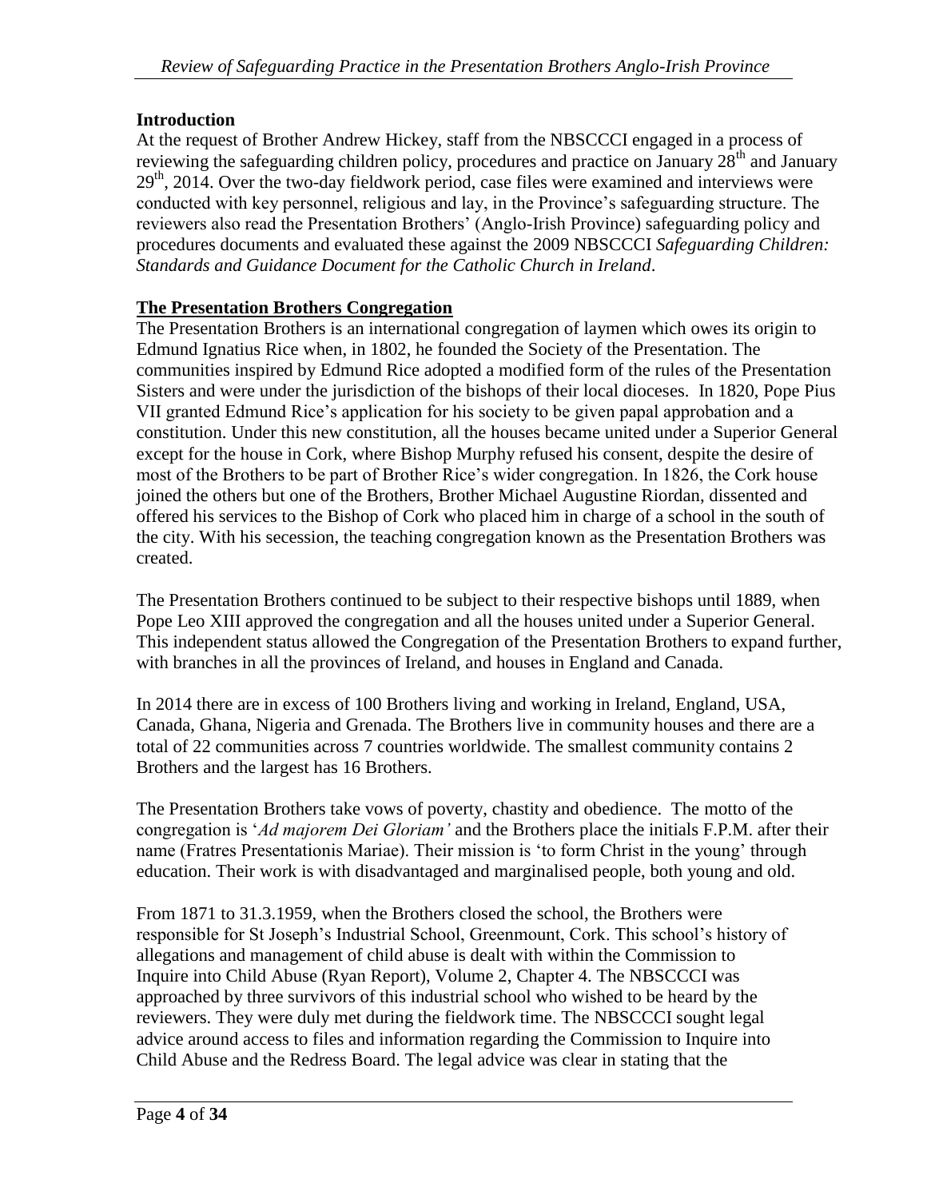## Introduction

At the request of Brother Andrew Hickey, staff from the NBSCCCI engaged in a process of reviewing the safeguarding children policy, procedures and practice on January 28th and January 29th, 2014. Over the two-day fieldwork period, case files were examined and interviews were conducted with key personnel, religious and lay, in the Province's safeguarding structure. The reviewers also read the Presentation Brothers' (Anglo-Irish Province) safeguarding policy and procedures documents and evaluated these against the 2009 NBSCCCI *Safeguarding Children: Standards and Guidance Document for the Catholic Church in Ireland*.

## The Presentation Brothers Congregation

The Presentation Brothers is an international congregation of laymen which owes its origin to Edmund Ignatius Rice when, in 1802, he founded the Society of the Presentation. The communities inspired by Edmund Rice adopted a modified form of the rules of the Presentation Sisters and were under the jurisdiction of the bishops of their local dioceses. In 1820, Pope Pius VII granted Edmund Rice's application for his society to be given papal approbation and a constitution. Under this new constitution, all the houses became united under a Superior General except for the house in Cork, where Bishop Murphy refused his consent, despite the desire of most of the Brothers to be part of Brother Rice's wider congregation. In 1826, the Cork house joined the others but one of the Brothers, Brother Michael Augustine Riordan, dissented and offered his services to the Bishop of Cork who placed him in charge of a school in the south of the city. With his secession, the teaching congregation known as the Presentation Brothers was created.

The Presentation Brothers continued to be subject to their respective bishops until 1889, when Pope Leo XIII approved the congregation and all the houses united under a Superior General. This independent status allowed the Congregation of the Presentation Brothers to expand further, with branches in all the provinces of Ireland, and houses in England and Canada.

In 2014 there are in excess of 100 Brothers living and working in Ireland, England, USA, Canada, Ghana, Nigeria and Grenada. The Brothers live in community houses and there are a total of 22 communities across 7 countries worldwide. The smallest community contains 2 Brothers and the largest has 16 Brothers.

The Presentation Brothers take vows of poverty, chastity and obedience. The motto of the congregation is '*Ad majorem Dei Gloriam'* and the Brothers place the initials F.P.M. after their name (Fratres Presentationis Mariae). Their mission is 'to form Christ in the young' through education. Their work is with disadvantaged and marginalised people, both young and old.

From 1871 to 31.3.1959, when the Brothers closed the school, the Brothers were responsible for St Joseph's Industrial School, Greenmount, Cork. This school's history of allegations and management of child abuse is dealt with within the Commission to Inquire into Child Abuse (Ryan Report), Volume 2, Chapter 4. The NBSCCCI was approached by three survivors of this industrial school who wished to be heard by the reviewers. They were duly met during the fieldwork time. The NBSCCCI sought legal advice around access to files and information regarding the Commission to Inquire into Child Abuse and the Redress Board. The legal advice was clear in stating that the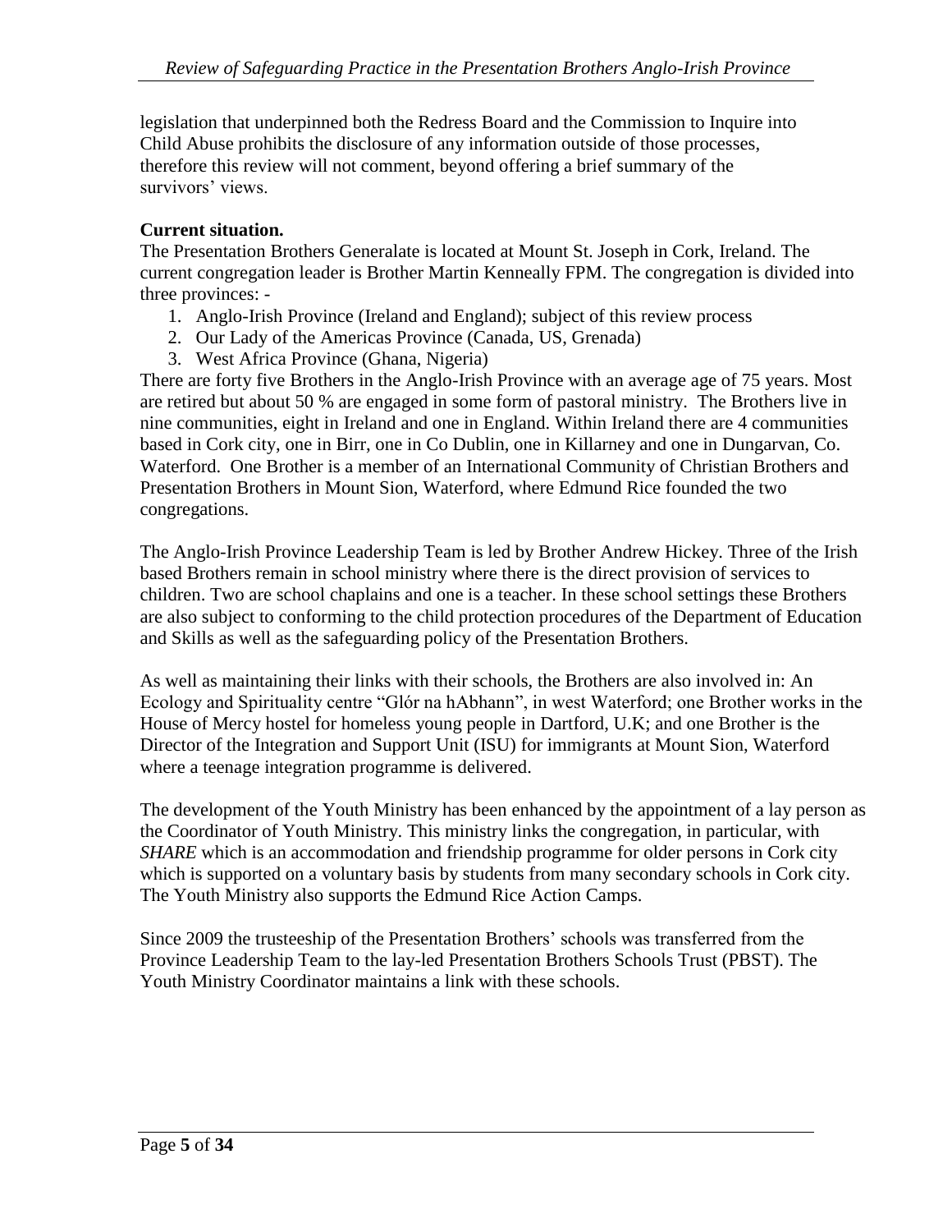legislation that underpinned both the Redress Board and the Commission to Inquire into Child Abuse prohibits the disclosure of any information outside of those processes, therefore this review will not comment, beyond offering a brief summary of the survivors' views.

**Current situation.**

The Presentation Brothers Generalate is located at Mount St. Joseph in Cork, Ireland. The current congregation leader is Brother Martin Kenneally FPM. The congregation is divided into three provinces: -

1. Anglo-Irish Province (Ireland and England); subject of this review process
2. Our Lady of the Americas Province (Canada, US, Grenada)
3. West Africa Province (Ghana, Nigeria)

There are forty five Brothers in the Anglo-Irish Province with an average age of 75 years. Most are retired but about 50 % are engaged in some form of pastoral ministry. The Brothers live in nine communities, eight in Ireland and one in England. Within Ireland there are 4 communities based in Cork city, one in Birr, one in Co Dublin, one in Killarney and one in Dungarvan, Co. Waterford. One Brother is a member of an International Community of Christian Brothers and Presentation Brothers in Mount Sion, Waterford, where Edmund Rice founded the two congregations.

The Anglo-Irish Province Leadership Team is led by Brother Andrew Hickey. Three of the Irish based Brothers remain in school ministry where there is the direct provision of services to children. Two are school chaplains and one is a teacher. In these school settings these Brothers are also subject to conforming to the child protection procedures of the Department of Education and Skills as well as the safeguarding policy of the Presentation Brothers.

As well as maintaining their links with their schools, the Brothers are also involved in: An Ecology and Spirituality centre "Glór na hAbhann", in west Waterford; one Brother works in the House of Mercy hostel for homeless young people in Dartford, U.K; and one Brother is the Director of the Integration and Support Unit (ISU) for immigrants at Mount Sion, Waterford where a teenage integration programme is delivered.

The development of the Youth Ministry has been enhanced by the appointment of a lay person as the Coordinator of Youth Ministry. This ministry links the congregation, in particular, with *SHARE* which is an accommodation and friendship programme for older persons in Cork city which is supported on a voluntary basis by students from many secondary schools in Cork city. The Youth Ministry also supports the Edmund Rice Action Camps.

Since 2009 the trusteeship of the Presentation Brothers' schools was transferred from the Province Leadership Team to the lay-led Presentation Brothers Schools Trust (PBST). The Youth Ministry Coordinator maintains a link with these schools.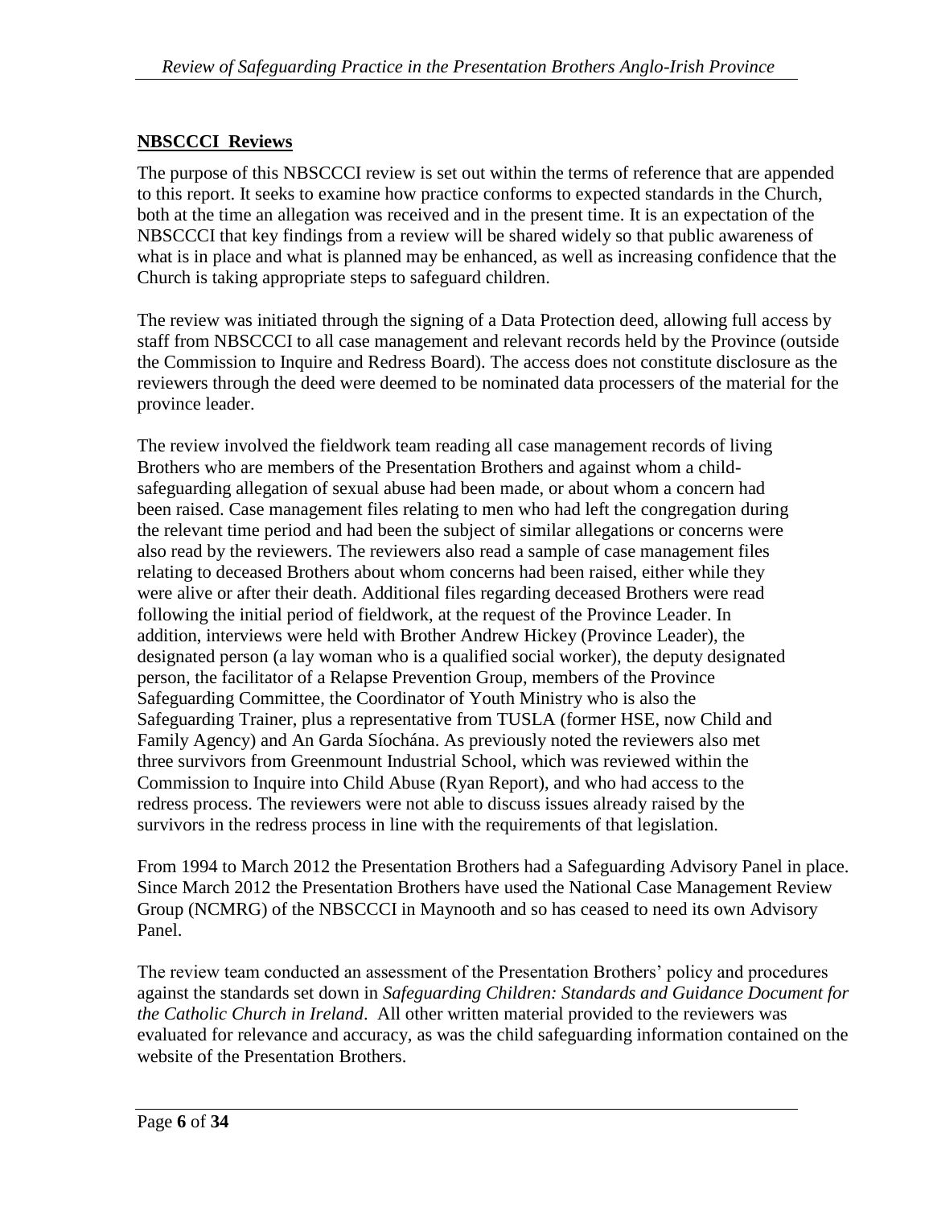## NBSCCCI Reviews

The purpose of this NBSCCCI review is set out within the terms of reference that are appended to this report. It seeks to examine how practice conforms to expected standards in the Church, both at the time an allegation was received and in the present time. It is an expectation of the NBSCCCI that key findings from a review will be shared widely so that public awareness of what is in place and what is planned may be enhanced, as well as increasing confidence that the Church is taking appropriate steps to safeguard children.

The review was initiated through the signing of a Data Protection deed, allowing full access by staff from NBSCCCI to all case management and relevant records held by the Province (outside the Commission to Inquire and Redress Board). The access does not constitute disclosure as the reviewers through the deed were deemed to be nominated data processers of the material for the province leader.

The review involved the fieldwork team reading all case management records of living Brothers who are members of the Presentation Brothers and against whom a child-safeguarding allegation of sexual abuse had been made, or about whom a concern had been raised. Case management files relating to men who had left the congregation during the relevant time period and had been the subject of similar allegations or concerns were also read by the reviewers. The reviewers also read a sample of case management files relating to deceased Brothers about whom concerns had been raised, either while they were alive or after their death. Additional files regarding deceased Brothers were read following the initial period of fieldwork, at the request of the Province Leader. In addition, interviews were held with Brother Andrew Hickey (Province Leader), the designated person (a lay woman who is a qualified social worker), the deputy designated person, the facilitator of a Relapse Prevention Group, members of the Province Safeguarding Committee, the Coordinator of Youth Ministry who is also the Safeguarding Trainer, plus a representative from TUSLA (former HSE, now Child and Family Agency) and An Garda Síochána. As previously noted the reviewers also met three survivors from Greenmount Industrial School, which was reviewed within the Commission to Inquire into Child Abuse (Ryan Report), and who had access to the redress process. The reviewers were not able to discuss issues already raised by the survivors in the redress process in line with the requirements of that legislation.

From 1994 to March 2012 the Presentation Brothers had a Safeguarding Advisory Panel in place. Since March 2012 the Presentation Brothers have used the National Case Management Review Group (NCMRG) of the NBSCCCI in Maynooth and so has ceased to need its own Advisory Panel.

The review team conducted an assessment of the Presentation Brothers' policy and procedures against the standards set down in *Safeguarding Children: Standards and Guidance Document for the Catholic Church in Ireland*. All other written material provided to the reviewers was evaluated for relevance and accuracy, as was the child safeguarding information contained on the website of the Presentation Brothers.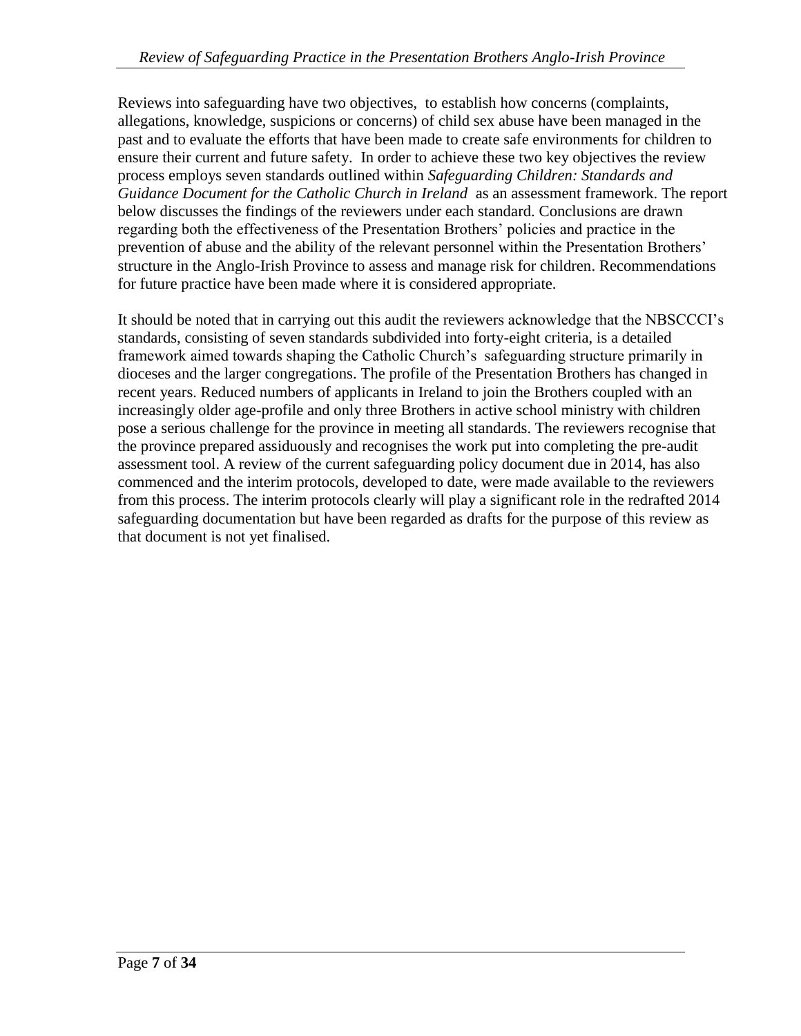Reviews into safeguarding have two objectives, to establish how concerns (complaints, allegations, knowledge, suspicions or concerns) of child sex abuse have been managed in the past and to evaluate the efforts that have been made to create safe environments for children to ensure their current and future safety. In order to achieve these two key objectives the review process employs seven standards outlined within *Safeguarding Children: Standards and Guidance Document for the Catholic Church in Ireland* as an assessment framework. The report below discusses the findings of the reviewers under each standard. Conclusions are drawn regarding both the effectiveness of the Presentation Brothers' policies and practice in the prevention of abuse and the ability of the relevant personnel within the Presentation Brothers' structure in the Anglo-Irish Province to assess and manage risk for children. Recommendations for future practice have been made where it is considered appropriate.

It should be noted that in carrying out this audit the reviewers acknowledge that the NBSCCCI's standards, consisting of seven standards subdivided into forty-eight criteria, is a detailed framework aimed towards shaping the Catholic Church's safeguarding structure primarily in dioceses and the larger congregations. The profile of the Presentation Brothers has changed in recent years. Reduced numbers of applicants in Ireland to join the Brothers coupled with an increasingly older age-profile and only three Brothers in active school ministry with children pose a serious challenge for the province in meeting all standards. The reviewers recognise that the province prepared assiduously and recognises the work put into completing the pre-audit assessment tool. A review of the current safeguarding policy document due in 2014, has also commenced and the interim protocols, developed to date, were made available to the reviewers from this process. The interim protocols clearly will play a significant role in the redrafted 2014 safeguarding documentation but have been regarded as drafts for the purpose of this review as that document is not yet finalised.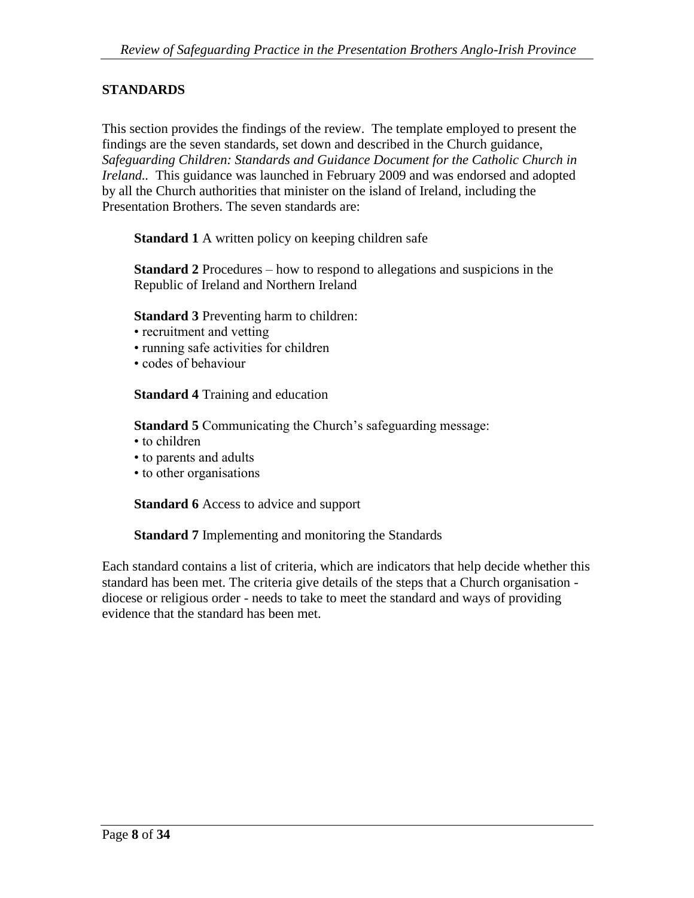## STANDARDS

This section provides the findings of the review. The template employed to present the findings are the seven standards, set down and described in the Church guidance, *Safeguarding Children: Standards and Guidance Document for the Catholic Church in Ireland.*. This guidance was launched in February 2009 and was endorsed and adopted by all the Church authorities that minister on the island of Ireland, including the Presentation Brothers. The seven standards are:

**Standard 1** A written policy on keeping children safe

**Standard 2** Procedures – how to respond to allegations and suspicions in the Republic of Ireland and Northern Ireland

**Standard 3** Preventing harm to children:
- recruitment and vetting
- running safe activities for children
- codes of behaviour

**Standard 4** Training and education

**Standard 5** Communicating the Church's safeguarding message:
- to children
- to parents and adults
- to other organisations

**Standard 6** Access to advice and support

**Standard 7** Implementing and monitoring the Standards

Each standard contains a list of criteria, which are indicators that help decide whether this standard has been met. The criteria give details of the steps that a Church organisation - diocese or religious order - needs to take to meet the standard and ways of providing evidence that the standard has been met.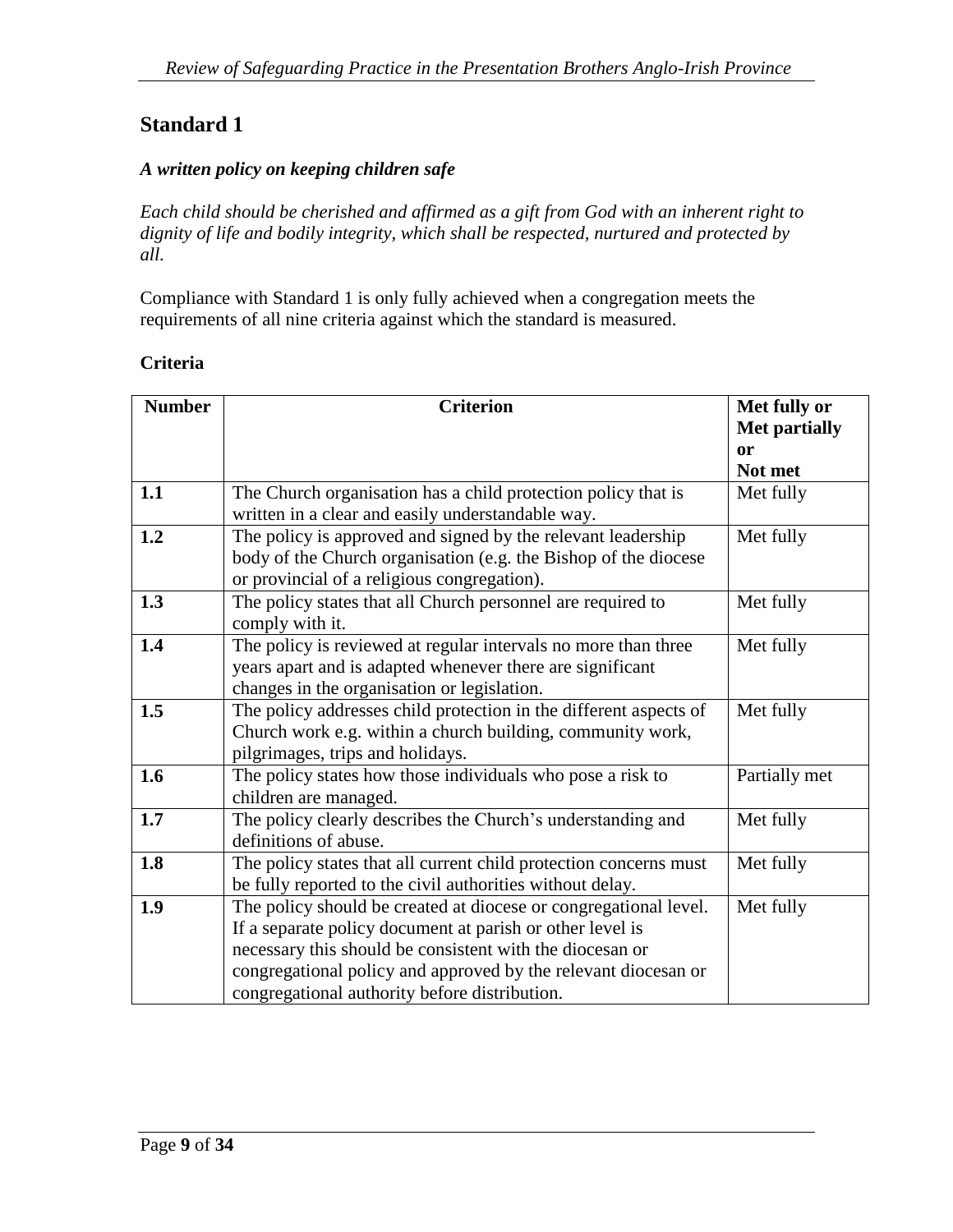## Standard 1

### *A written policy on keeping children safe*

*Each child should be cherished and affirmed as a gift from God with an inherent right to dignity of life and bodily integrity, which shall be respected, nurtured and protected by all.*

Compliance with Standard 1 is only fully achieved when a congregation meets the requirements of all nine criteria against which the standard is measured.

**Criteria**

| Number | Criterion | Met fully or Met partially or Not met |
|---|---|---|
| **1.1** | The Church organisation has a child protection policy that is written in a clear and easily understandable way. | Met fully |
| **1.2** | The policy is approved and signed by the relevant leadership body of the Church organisation (e.g. the Bishop of the diocese or provincial of a religious congregation). | Met fully |
| **1.3** | The policy states that all Church personnel are required to comply with it. | Met fully |
| **1.4** | The policy is reviewed at regular intervals no more than three years apart and is adapted whenever there are significant changes in the organisation or legislation. | Met fully |
| **1.5** | The policy addresses child protection in the different aspects of Church work e.g. within a church building, community work, pilgrimages, trips and holidays. | Met fully |
| **1.6** | The policy states how those individuals who pose a risk to children are managed. | Partially met |
| **1.7** | The policy clearly describes the Church's understanding and definitions of abuse. | Met fully |
| **1.8** | The policy states that all current child protection concerns must be fully reported to the civil authorities without delay. | Met fully |
| **1.9** | The policy should be created at diocese or congregational level. If a separate policy document at parish or other level is necessary this should be consistent with the diocesan or congregational policy and approved by the relevant diocesan or congregational authority before distribution. | Met fully |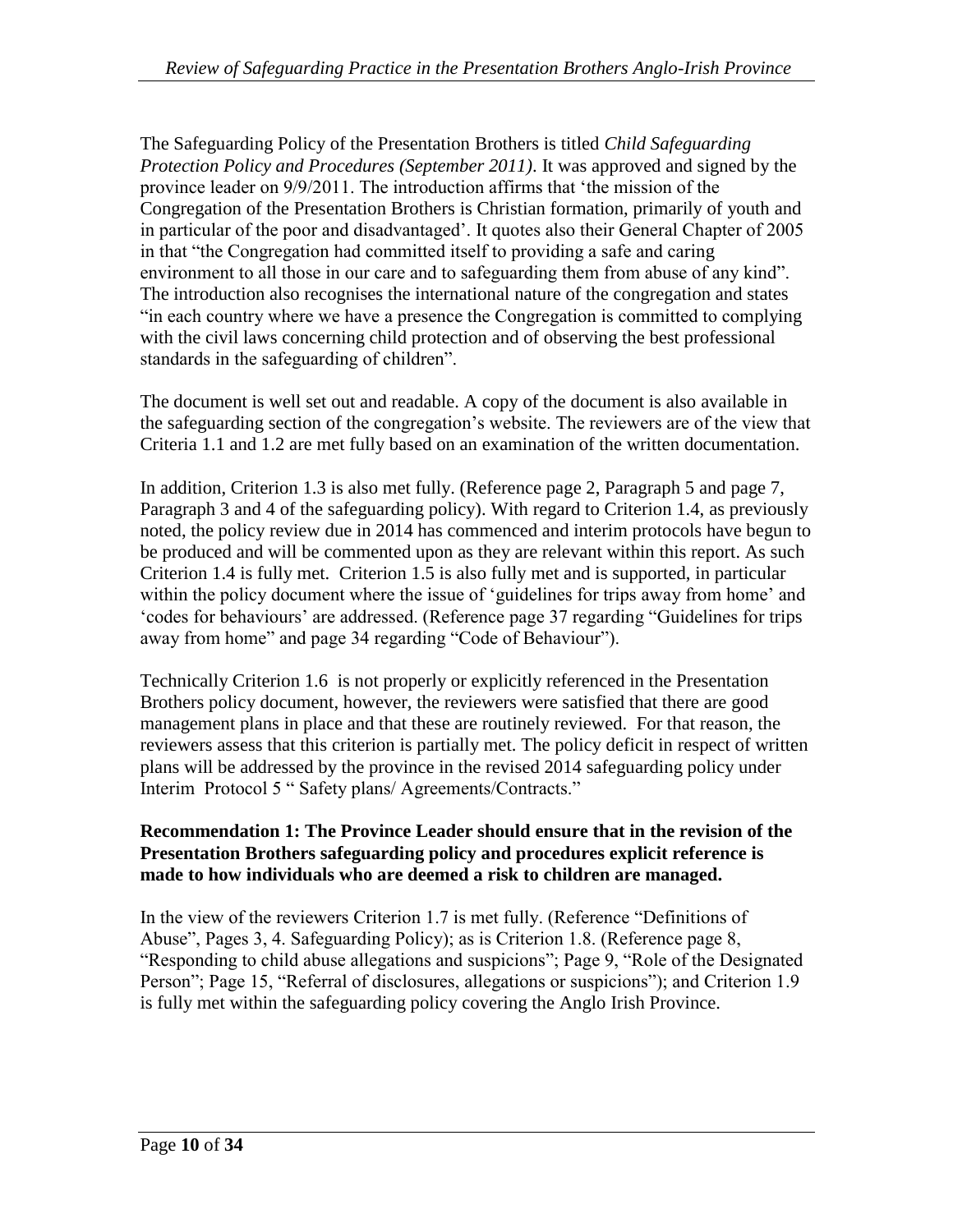The Safeguarding Policy of the Presentation Brothers is titled *Child Safeguarding Protection Policy and Procedures (September 2011)*. It was approved and signed by the province leader on 9/9/2011. The introduction affirms that 'the mission of the Congregation of the Presentation Brothers is Christian formation, primarily of youth and in particular of the poor and disadvantaged'. It quotes also their General Chapter of 2005 in that "the Congregation had committed itself to providing a safe and caring environment to all those in our care and to safeguarding them from abuse of any kind". The introduction also recognises the international nature of the congregation and states "in each country where we have a presence the Congregation is committed to complying with the civil laws concerning child protection and of observing the best professional standards in the safeguarding of children".

The document is well set out and readable. A copy of the document is also available in the safeguarding section of the congregation's website. The reviewers are of the view that Criteria 1.1 and 1.2 are met fully based on an examination of the written documentation.

In addition, Criterion 1.3 is also met fully. (Reference page 2, Paragraph 5 and page 7, Paragraph 3 and 4 of the safeguarding policy). With regard to Criterion 1.4, as previously noted, the policy review due in 2014 has commenced and interim protocols have begun to be produced and will be commented upon as they are relevant within this report. As such Criterion 1.4 is fully met. Criterion 1.5 is also fully met and is supported, in particular within the policy document where the issue of 'guidelines for trips away from home' and 'codes for behaviours' are addressed. (Reference page 37 regarding "Guidelines for trips away from home" and page 34 regarding "Code of Behaviour").

Technically Criterion 1.6 is not properly or explicitly referenced in the Presentation Brothers policy document, however, the reviewers were satisfied that there are good management plans in place and that these are routinely reviewed. For that reason, the reviewers assess that this criterion is partially met. The policy deficit in respect of written plans will be addressed by the province in the revised 2014 safeguarding policy under Interim Protocol 5 " Safety plans/ Agreements/Contracts."

**Recommendation 1: The Province Leader should ensure that in the revision of the Presentation Brothers safeguarding policy and procedures explicit reference is made to how individuals who are deemed a risk to children are managed.**

In the view of the reviewers Criterion 1.7 is met fully. (Reference "Definitions of Abuse", Pages 3, 4. Safeguarding Policy); as is Criterion 1.8. (Reference page 8, "Responding to child abuse allegations and suspicions"; Page 9, "Role of the Designated Person"; Page 15, "Referral of disclosures, allegations or suspicions"); and Criterion 1.9 is fully met within the safeguarding policy covering the Anglo Irish Province.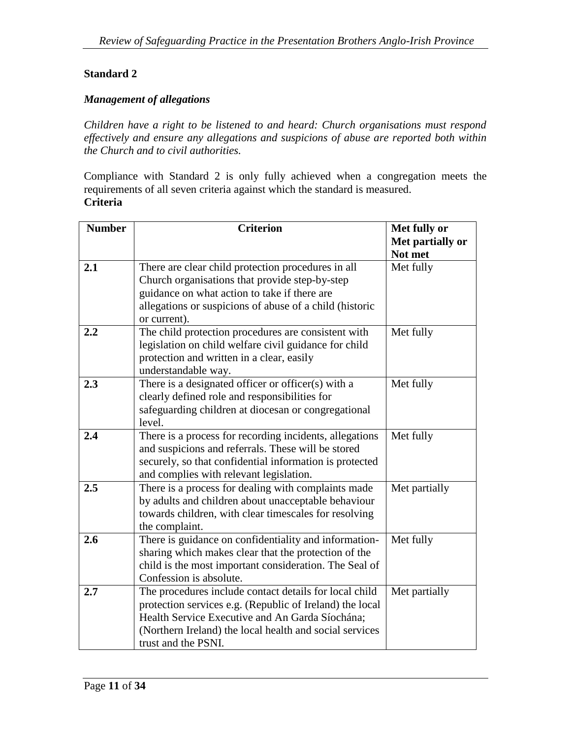**Standard 2**

***Management of allegations***

*Children have a right to be listened to and heard: Church organisations must respond effectively and ensure any allegations and suspicions of abuse are reported both within the Church and to civil authorities.*

Compliance with Standard 2 is only fully achieved when a congregation meets the requirements of all seven criteria against which the standard is measured.

**Criteria**

| **Number** | **Criterion** | **Met fully or Met partially or Not met** |
|---|---|---|
| **2.1** | There are clear child protection procedures in all Church organisations that provide step-by-step guidance on what action to take if there are allegations or suspicions of abuse of a child (historic or current). | Met fully |
| **2.2** | The child protection procedures are consistent with legislation on child welfare civil guidance for child protection and written in a clear, easily understandable way. | Met fully |
| **2.3** | There is a designated officer or officer(s) with a clearly defined role and responsibilities for safeguarding children at diocesan or congregational level. | Met fully |
| **2.4** | There is a process for recording incidents, allegations and suspicions and referrals. These will be stored securely, so that confidential information is protected and complies with relevant legislation. | Met fully |
| **2.5** | There is a process for dealing with complaints made by adults and children about unacceptable behaviour towards children, with clear timescales for resolving the complaint. | Met partially |
| **2.6** | There is guidance on confidentiality and information-sharing which makes clear that the protection of the child is the most important consideration. The Seal of Confession is absolute. | Met fully |
| **2.7** | The procedures include contact details for local child protection services e.g. (Republic of Ireland) the local Health Service Executive and An Garda Síochána; (Northern Ireland) the local health and social services trust and the PSNI. | Met partially |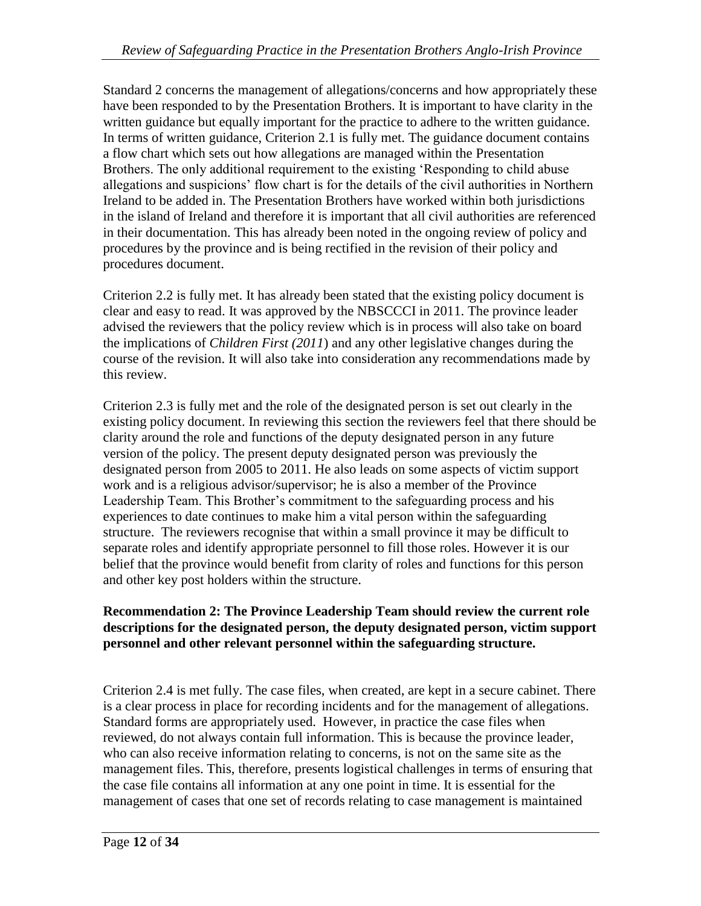Standard 2 concerns the management of allegations/concerns and how appropriately these have been responded to by the Presentation Brothers. It is important to have clarity in the written guidance but equally important for the practice to adhere to the written guidance. In terms of written guidance, Criterion 2.1 is fully met. The guidance document contains a flow chart which sets out how allegations are managed within the Presentation Brothers. The only additional requirement to the existing 'Responding to child abuse allegations and suspicions' flow chart is for the details of the civil authorities in Northern Ireland to be added in. The Presentation Brothers have worked within both jurisdictions in the island of Ireland and therefore it is important that all civil authorities are referenced in their documentation. This has already been noted in the ongoing review of policy and procedures by the province and is being rectified in the revision of their policy and procedures document.

Criterion 2.2 is fully met. It has already been stated that the existing policy document is clear and easy to read. It was approved by the NBSCCCI in 2011. The province leader advised the reviewers that the policy review which is in process will also take on board the implications of *Children First (2011*) and any other legislative changes during the course of the revision. It will also take into consideration any recommendations made by this review.

Criterion 2.3 is fully met and the role of the designated person is set out clearly in the existing policy document. In reviewing this section the reviewers feel that there should be clarity around the role and functions of the deputy designated person in any future version of the policy. The present deputy designated person was previously the designated person from 2005 to 2011. He also leads on some aspects of victim support work and is a religious advisor/supervisor; he is also a member of the Province Leadership Team. This Brother's commitment to the safeguarding process and his experiences to date continues to make him a vital person within the safeguarding structure. The reviewers recognise that within a small province it may be difficult to separate roles and identify appropriate personnel to fill those roles. However it is our belief that the province would benefit from clarity of roles and functions for this person and other key post holders within the structure.

**Recommendation 2: The Province Leadership Team should review the current role descriptions for the designated person, the deputy designated person, victim support personnel and other relevant personnel within the safeguarding structure.**

Criterion 2.4 is met fully. The case files, when created, are kept in a secure cabinet. There is a clear process in place for recording incidents and for the management of allegations. Standard forms are appropriately used. However, in practice the case files when reviewed, do not always contain full information. This is because the province leader, who can also receive information relating to concerns, is not on the same site as the management files. This, therefore, presents logistical challenges in terms of ensuring that the case file contains all information at any one point in time. It is essential for the management of cases that one set of records relating to case management is maintained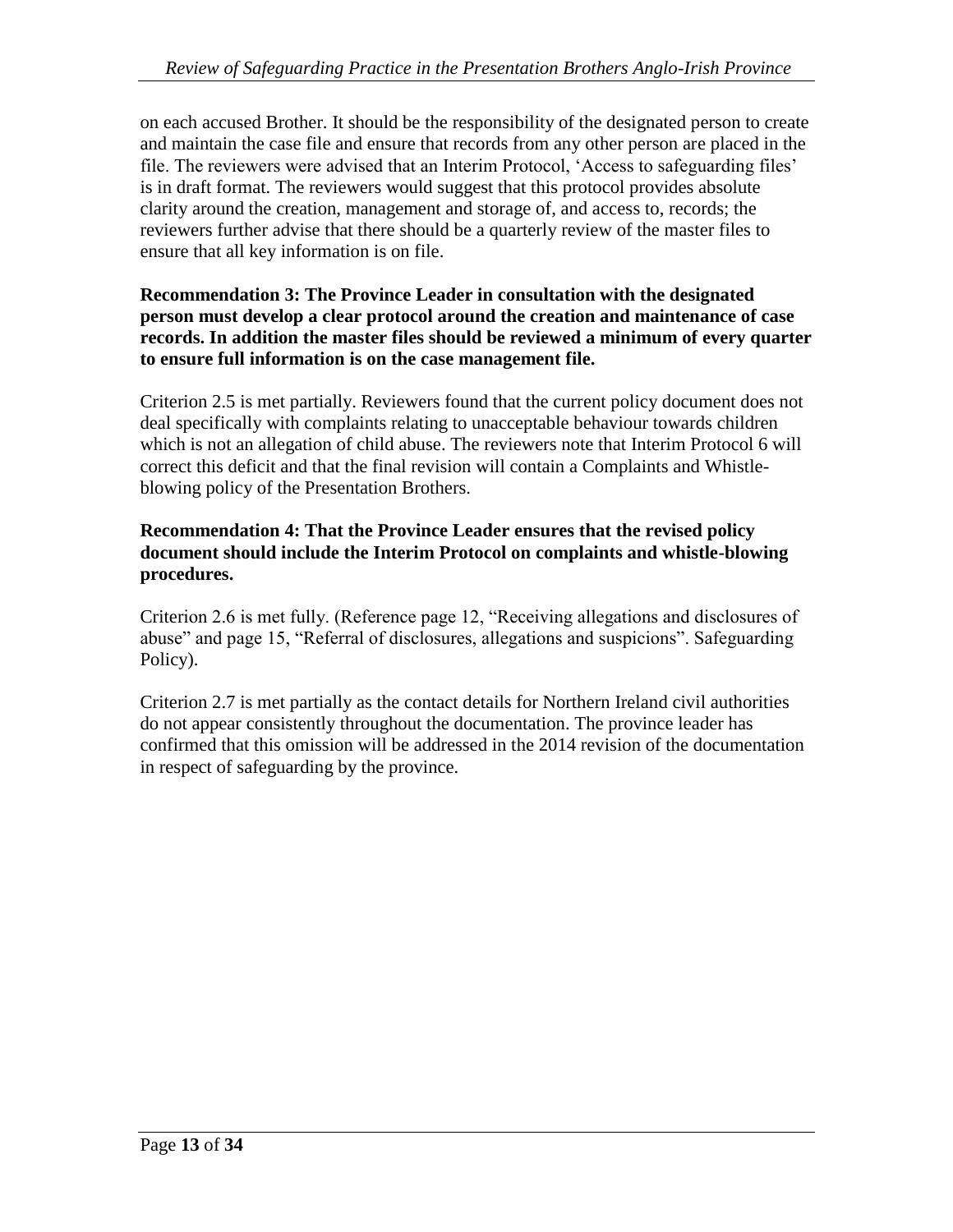on each accused Brother. It should be the responsibility of the designated person to create and maintain the case file and ensure that records from any other person are placed in the file. The reviewers were advised that an Interim Protocol, 'Access to safeguarding files' is in draft format. The reviewers would suggest that this protocol provides absolute clarity around the creation, management and storage of, and access to, records; the reviewers further advise that there should be a quarterly review of the master files to ensure that all key information is on file.

**Recommendation 3: The Province Leader in consultation with the designated person must develop a clear protocol around the creation and maintenance of case records. In addition the master files should be reviewed a minimum of every quarter to ensure full information is on the case management file.**

Criterion 2.5 is met partially. Reviewers found that the current policy document does not deal specifically with complaints relating to unacceptable behaviour towards children which is not an allegation of child abuse. The reviewers note that Interim Protocol 6 will correct this deficit and that the final revision will contain a Complaints and Whistle-blowing policy of the Presentation Brothers.

**Recommendation 4: That the Province Leader ensures that the revised policy document should include the Interim Protocol on complaints and whistle-blowing procedures.**

Criterion 2.6 is met fully. (Reference page 12, "Receiving allegations and disclosures of abuse" and page 15, "Referral of disclosures, allegations and suspicions". Safeguarding Policy).

Criterion 2.7 is met partially as the contact details for Northern Ireland civil authorities do not appear consistently throughout the documentation. The province leader has confirmed that this omission will be addressed in the 2014 revision of the documentation in respect of safeguarding by the province.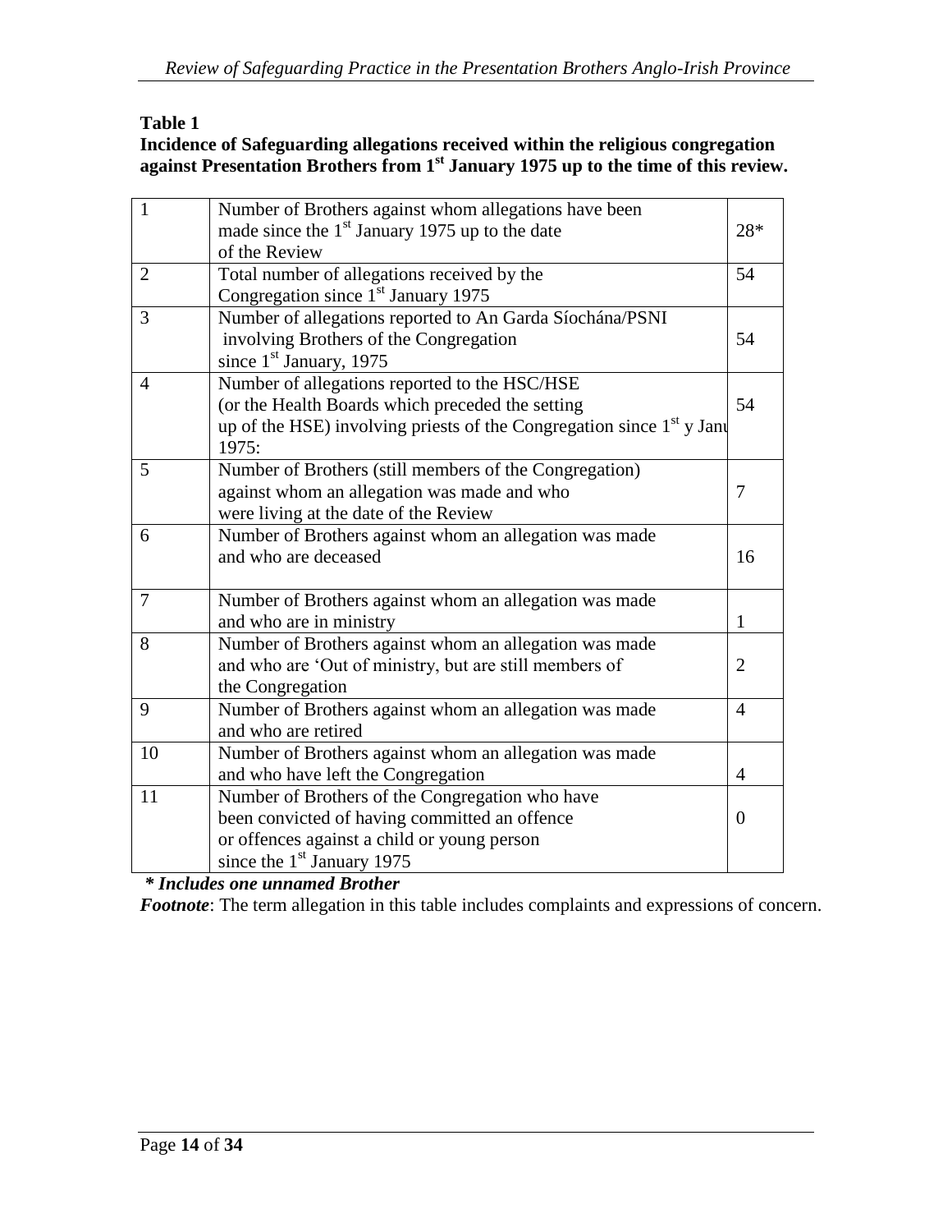**Table 1**

**Incidence of Safeguarding allegations received within the religious congregation against Presentation Brothers from 1st January 1975 up to the time of this review.**

| | | |
|---|---|---|
| 1 | Number of Brothers against whom allegations have been made since the 1st January 1975 up to the date of the Review | 28* |
| 2 | Total number of allegations received by the Congregation since 1st January 1975 | 54 |
| 3 | Number of allegations reported to An Garda Síochána/PSNI involving Brothers of the Congregation since 1st January, 1975 | 54 |
| 4 | Number of allegations reported to the HSC/HSE (or the Health Boards which preceded the setting up of the HSE) involving priests of the Congregation since 1st y Janu 1975: | 54 |
| 5 | Number of Brothers (still members of the Congregation) against whom an allegation was made and who were living at the date of the Review | 7 |
| 6 | Number of Brothers against whom an allegation was made and who are deceased | 16 |
| 7 | Number of Brothers against whom an allegation was made and who are in ministry | 1 |
| 8 | Number of Brothers against whom an allegation was made and who are 'Out of ministry, but are still members of the Congregation | 2 |
| 9 | Number of Brothers against whom an allegation was made and who are retired | 4 |
| 10 | Number of Brothers against whom an allegation was made and who have left the Congregation | 4 |
| 11 | Number of Brothers of the Congregation who have been convicted of having committed an offence or offences against a child or young person since the 1st January 1975 | 0 |

***\* Includes one unnamed Brother***

***Footnote***: The term allegation in this table includes complaints and expressions of concern.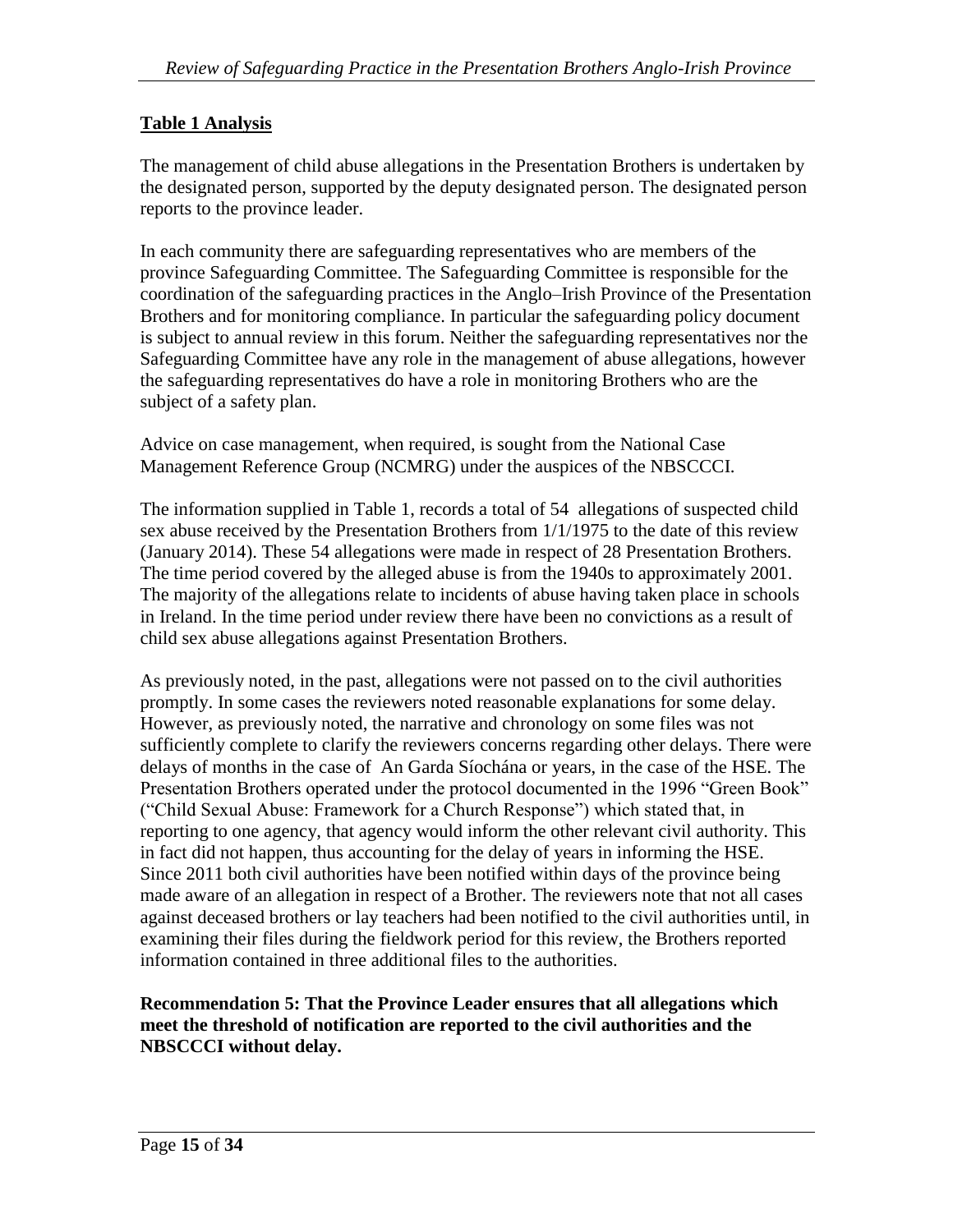**Table 1 Analysis**

The management of child abuse allegations in the Presentation Brothers is undertaken by the designated person, supported by the deputy designated person. The designated person reports to the province leader.

In each community there are safeguarding representatives who are members of the province Safeguarding Committee. The Safeguarding Committee is responsible for the coordination of the safeguarding practices in the Anglo–Irish Province of the Presentation Brothers and for monitoring compliance. In particular the safeguarding policy document is subject to annual review in this forum. Neither the safeguarding representatives nor the Safeguarding Committee have any role in the management of abuse allegations, however the safeguarding representatives do have a role in monitoring Brothers who are the subject of a safety plan.

Advice on case management, when required, is sought from the National Case Management Reference Group (NCMRG) under the auspices of the NBSCCCI.

The information supplied in Table 1, records a total of 54 allegations of suspected child sex abuse received by the Presentation Brothers from 1/1/1975 to the date of this review (January 2014). These 54 allegations were made in respect of 28 Presentation Brothers. The time period covered by the alleged abuse is from the 1940s to approximately 2001. The majority of the allegations relate to incidents of abuse having taken place in schools in Ireland. In the time period under review there have been no convictions as a result of child sex abuse allegations against Presentation Brothers.

As previously noted, in the past, allegations were not passed on to the civil authorities promptly. In some cases the reviewers noted reasonable explanations for some delay. However, as previously noted, the narrative and chronology on some files was not sufficiently complete to clarify the reviewers concerns regarding other delays. There were delays of months in the case of An Garda Síochána or years, in the case of the HSE. The Presentation Brothers operated under the protocol documented in the 1996 "Green Book" ("Child Sexual Abuse: Framework for a Church Response") which stated that, in reporting to one agency, that agency would inform the other relevant civil authority. This in fact did not happen, thus accounting for the delay of years in informing the HSE. Since 2011 both civil authorities have been notified within days of the province being made aware of an allegation in respect of a Brother. The reviewers note that not all cases against deceased brothers or lay teachers had been notified to the civil authorities until, in examining their files during the fieldwork period for this review, the Brothers reported information contained in three additional files to the authorities.

**Recommendation 5: That the Province Leader ensures that all allegations which meet the threshold of notification are reported to the civil authorities and the NBSCCCI without delay.**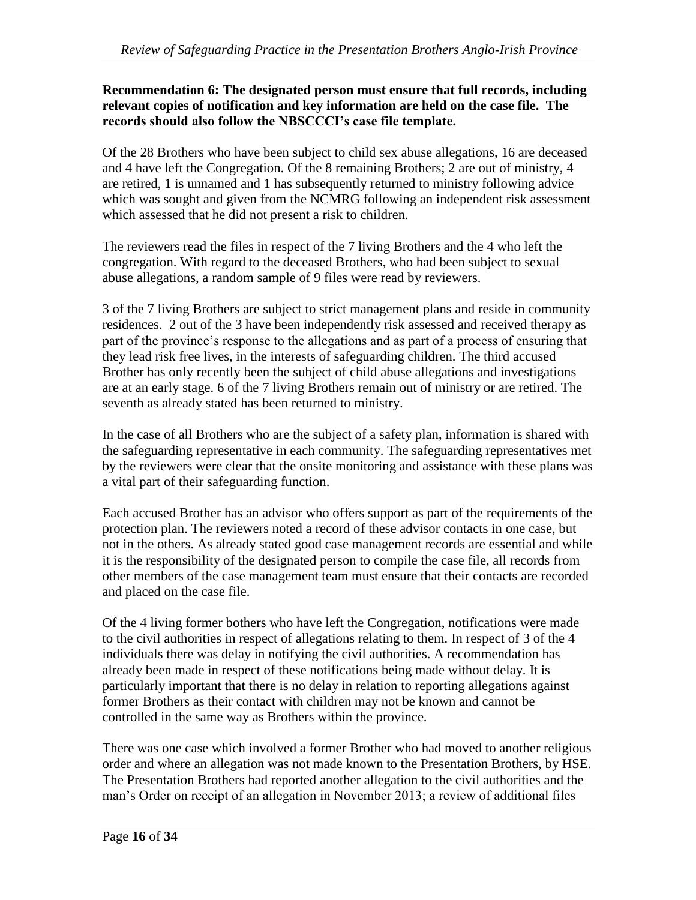**Recommendation 6: The designated person must ensure that full records, including relevant copies of notification and key information are held on the case file. The records should also follow the NBSCCCI's case file template.**

Of the 28 Brothers who have been subject to child sex abuse allegations, 16 are deceased and 4 have left the Congregation. Of the 8 remaining Brothers; 2 are out of ministry, 4 are retired, 1 is unnamed and 1 has subsequently returned to ministry following advice which was sought and given from the NCMRG following an independent risk assessment which assessed that he did not present a risk to children.

The reviewers read the files in respect of the 7 living Brothers and the 4 who left the congregation. With regard to the deceased Brothers, who had been subject to sexual abuse allegations, a random sample of 9 files were read by reviewers.

3 of the 7 living Brothers are subject to strict management plans and reside in community residences. 2 out of the 3 have been independently risk assessed and received therapy as part of the province's response to the allegations and as part of a process of ensuring that they lead risk free lives, in the interests of safeguarding children. The third accused Brother has only recently been the subject of child abuse allegations and investigations are at an early stage. 6 of the 7 living Brothers remain out of ministry or are retired. The seventh as already stated has been returned to ministry.

In the case of all Brothers who are the subject of a safety plan, information is shared with the safeguarding representative in each community. The safeguarding representatives met by the reviewers were clear that the onsite monitoring and assistance with these plans was a vital part of their safeguarding function.

Each accused Brother has an advisor who offers support as part of the requirements of the protection plan. The reviewers noted a record of these advisor contacts in one case, but not in the others. As already stated good case management records are essential and while it is the responsibility of the designated person to compile the case file, all records from other members of the case management team must ensure that their contacts are recorded and placed on the case file.

Of the 4 living former bothers who have left the Congregation, notifications were made to the civil authorities in respect of allegations relating to them. In respect of 3 of the 4 individuals there was delay in notifying the civil authorities. A recommendation has already been made in respect of these notifications being made without delay. It is particularly important that there is no delay in relation to reporting allegations against former Brothers as their contact with children may not be known and cannot be controlled in the same way as Brothers within the province.

There was one case which involved a former Brother who had moved to another religious order and where an allegation was not made known to the Presentation Brothers, by HSE. The Presentation Brothers had reported another allegation to the civil authorities and the man's Order on receipt of an allegation in November 2013; a review of additional files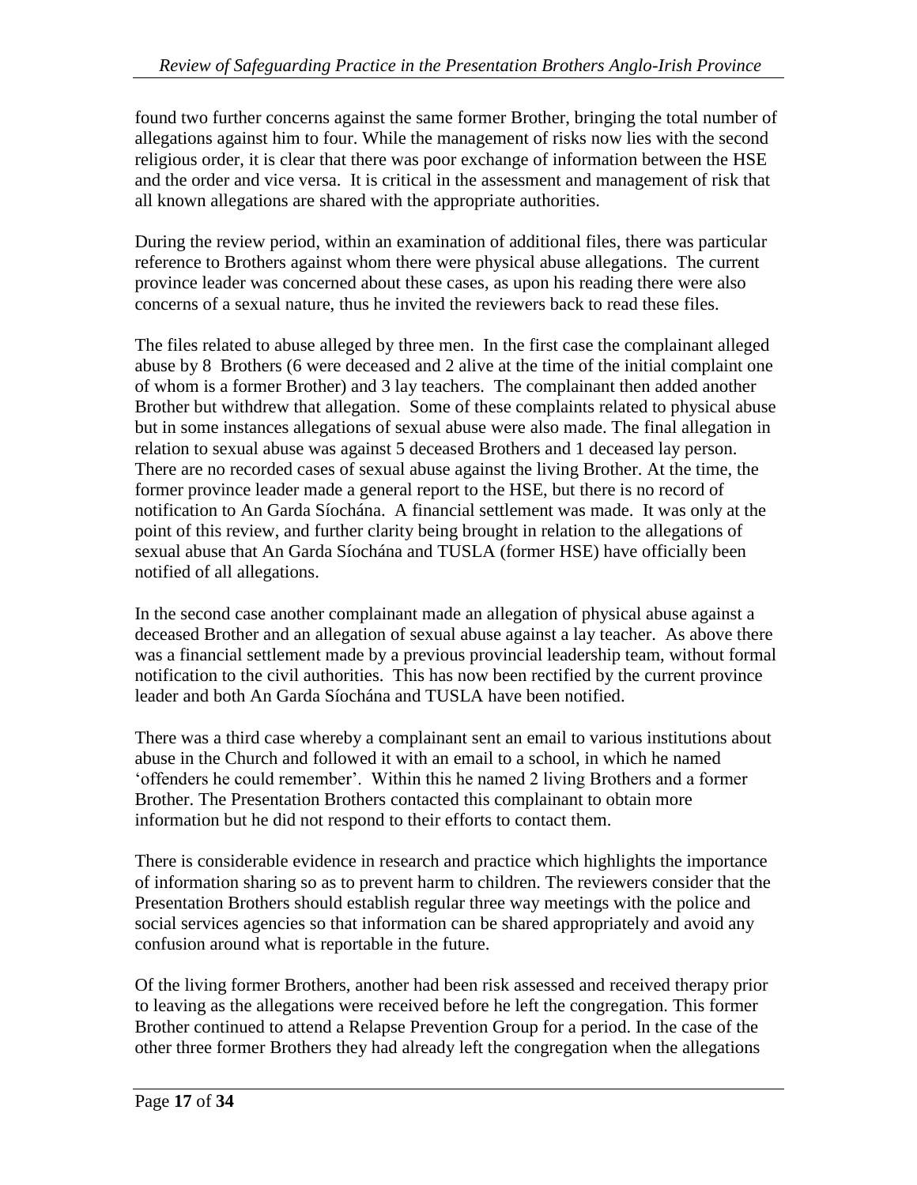found two further concerns against the same former Brother, bringing the total number of allegations against him to four. While the management of risks now lies with the second religious order, it is clear that there was poor exchange of information between the HSE and the order and vice versa. It is critical in the assessment and management of risk that all known allegations are shared with the appropriate authorities.

During the review period, within an examination of additional files, there was particular reference to Brothers against whom there were physical abuse allegations. The current province leader was concerned about these cases, as upon his reading there were also concerns of a sexual nature, thus he invited the reviewers back to read these files.

The files related to abuse alleged by three men. In the first case the complainant alleged abuse by 8 Brothers (6 were deceased and 2 alive at the time of the initial complaint one of whom is a former Brother) and 3 lay teachers. The complainant then added another Brother but withdrew that allegation. Some of these complaints related to physical abuse but in some instances allegations of sexual abuse were also made. The final allegation in relation to sexual abuse was against 5 deceased Brothers and 1 deceased lay person. There are no recorded cases of sexual abuse against the living Brother. At the time, the former province leader made a general report to the HSE, but there is no record of notification to An Garda Síochána. A financial settlement was made. It was only at the point of this review, and further clarity being brought in relation to the allegations of sexual abuse that An Garda Síochána and TUSLA (former HSE) have officially been notified of all allegations.

In the second case another complainant made an allegation of physical abuse against a deceased Brother and an allegation of sexual abuse against a lay teacher. As above there was a financial settlement made by a previous provincial leadership team, without formal notification to the civil authorities. This has now been rectified by the current province leader and both An Garda Síochána and TUSLA have been notified.

There was a third case whereby a complainant sent an email to various institutions about abuse in the Church and followed it with an email to a school, in which he named 'offenders he could remember'. Within this he named 2 living Brothers and a former Brother. The Presentation Brothers contacted this complainant to obtain more information but he did not respond to their efforts to contact them.

There is considerable evidence in research and practice which highlights the importance of information sharing so as to prevent harm to children. The reviewers consider that the Presentation Brothers should establish regular three way meetings with the police and social services agencies so that information can be shared appropriately and avoid any confusion around what is reportable in the future.

Of the living former Brothers, another had been risk assessed and received therapy prior to leaving as the allegations were received before he left the congregation. This former Brother continued to attend a Relapse Prevention Group for a period. In the case of the other three former Brothers they had already left the congregation when the allegations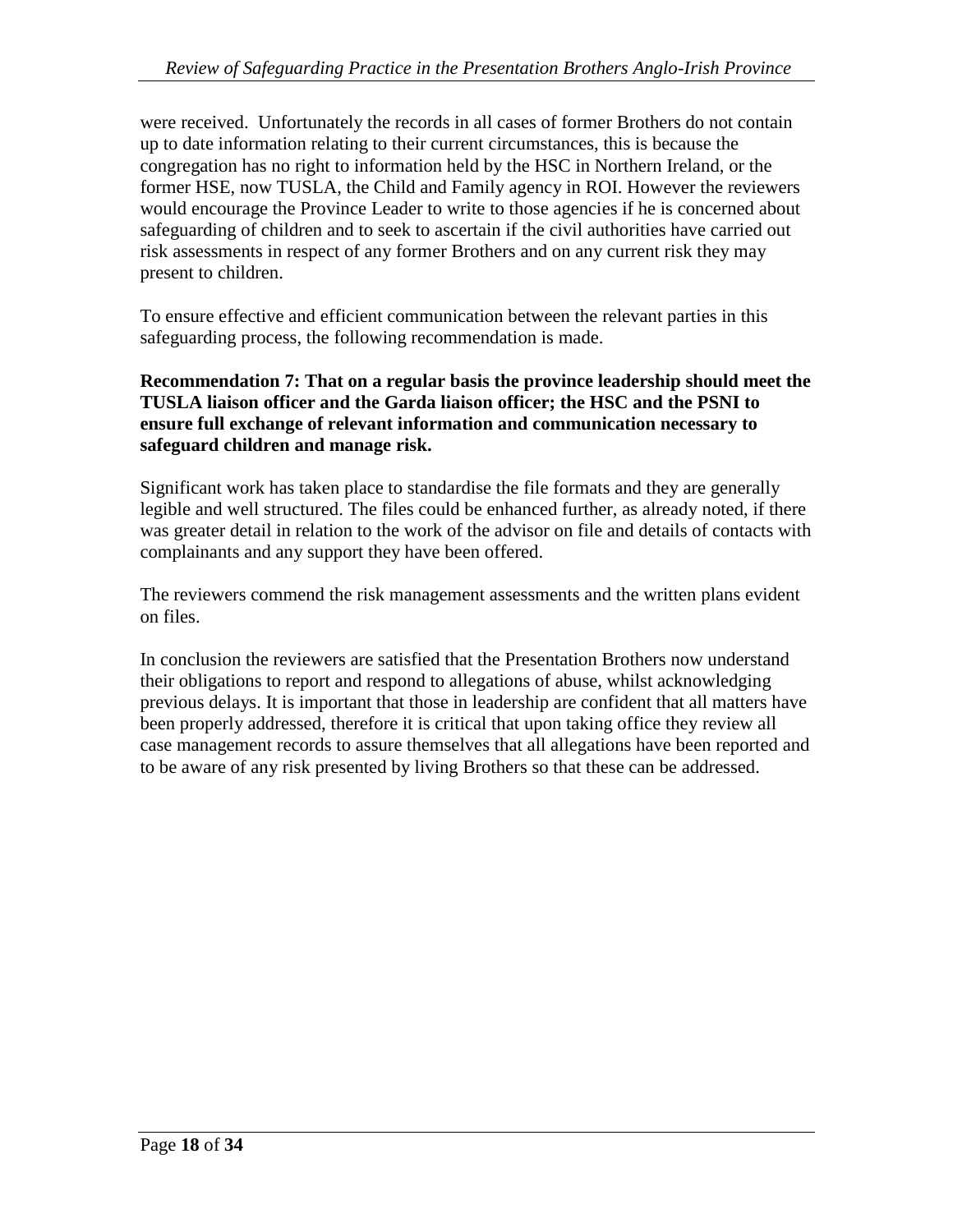were received. Unfortunately the records in all cases of former Brothers do not contain up to date information relating to their current circumstances, this is because the congregation has no right to information held by the HSC in Northern Ireland, or the former HSE, now TUSLA, the Child and Family agency in ROI. However the reviewers would encourage the Province Leader to write to those agencies if he is concerned about safeguarding of children and to seek to ascertain if the civil authorities have carried out risk assessments in respect of any former Brothers and on any current risk they may present to children.

To ensure effective and efficient communication between the relevant parties in this safeguarding process, the following recommendation is made.

**Recommendation 7: That on a regular basis the province leadership should meet the TUSLA liaison officer and the Garda liaison officer; the HSC and the PSNI to ensure full exchange of relevant information and communication necessary to safeguard children and manage risk.**

Significant work has taken place to standardise the file formats and they are generally legible and well structured. The files could be enhanced further, as already noted, if there was greater detail in relation to the work of the advisor on file and details of contacts with complainants and any support they have been offered.

The reviewers commend the risk management assessments and the written plans evident on files.

In conclusion the reviewers are satisfied that the Presentation Brothers now understand their obligations to report and respond to allegations of abuse, whilst acknowledging previous delays. It is important that those in leadership are confident that all matters have been properly addressed, therefore it is critical that upon taking office they review all case management records to assure themselves that all allegations have been reported and to be aware of any risk presented by living Brothers so that these can be addressed.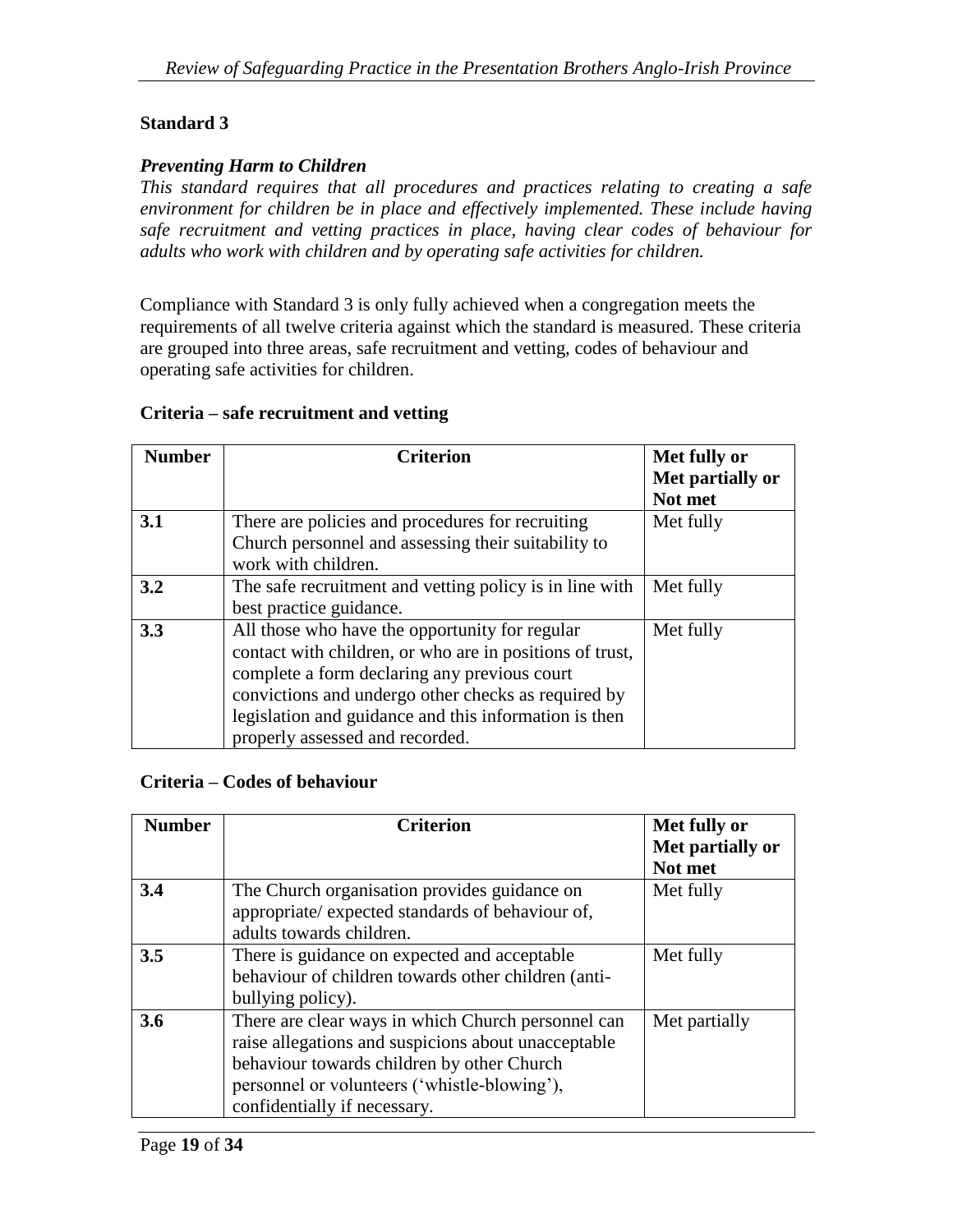## Standard 3

### *Preventing Harm to Children*

*This standard requires that all procedures and practices relating to creating a safe environment for children be in place and effectively implemented. These include having safe recruitment and vetting practices in place, having clear codes of behaviour for adults who work with children and by operating safe activities for children.*

Compliance with Standard 3 is only fully achieved when a congregation meets the requirements of all twelve criteria against which the standard is measured. These criteria are grouped into three areas, safe recruitment and vetting, codes of behaviour and operating safe activities for children.

**Criteria – safe recruitment and vetting**

| Number | Criterion | Met fully or Met partially or Not met |
|---|---|---|
| **3.1** | There are policies and procedures for recruiting Church personnel and assessing their suitability to work with children. | Met fully |
| **3.2** | The safe recruitment and vetting policy is in line with best practice guidance. | Met fully |
| **3.3** | All those who have the opportunity for regular contact with children, or who are in positions of trust, complete a form declaring any previous court convictions and undergo other checks as required by legislation and guidance and this information is then properly assessed and recorded. | Met fully |

**Criteria – Codes of behaviour**

| Number | Criterion | Met fully or Met partially or Not met |
|---|---|---|
| **3.4** | The Church organisation provides guidance on appropriate/ expected standards of behaviour of, adults towards children. | Met fully |
| **3.5** | There is guidance on expected and acceptable behaviour of children towards other children (anti-bullying policy). | Met fully |
| **3.6** | There are clear ways in which Church personnel can raise allegations and suspicions about unacceptable behaviour towards children by other Church personnel or volunteers ('whistle-blowing'), confidentially if necessary. | Met partially |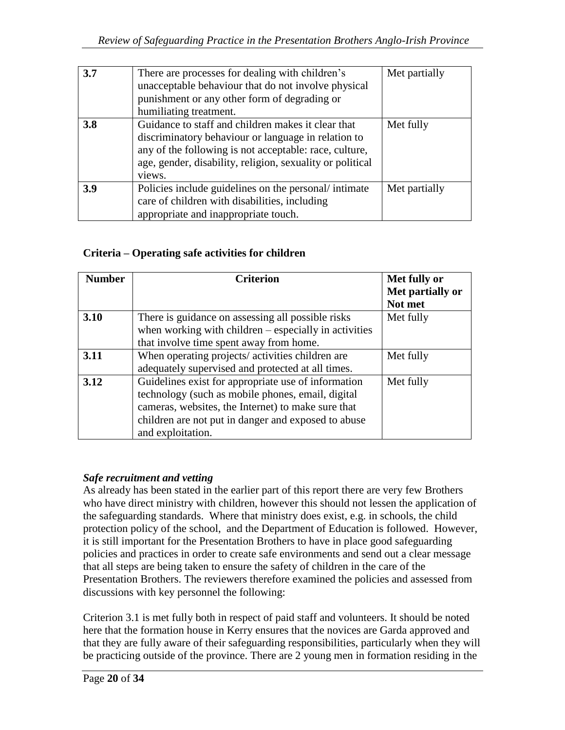| | | |
|---|---|---|
| **3.7** | There are processes for dealing with children's unacceptable behaviour that do not involve physical punishment or any other form of degrading or humiliating treatment. | Met partially |
| **3.8** | Guidance to staff and children makes it clear that discriminatory behaviour or language in relation to any of the following is not acceptable: race, culture, age, gender, disability, religion, sexuality or political views. | Met fully |
| **3.9** | Policies include guidelines on the personal/ intimate care of children with disabilities, including appropriate and inappropriate touch. | Met partially |

**Criteria – Operating safe activities for children**

| Number | Criterion | Met fully or Met partially or Not met |
|---|---|---|
| **3.10** | There is guidance on assessing all possible risks when working with children – especially in activities that involve time spent away from home. | Met fully |
| **3.11** | When operating projects/ activities children are adequately supervised and protected at all times. | Met fully |
| **3.12** | Guidelines exist for appropriate use of information technology (such as mobile phones, email, digital cameras, websites, the Internet) to make sure that children are not put in danger and exposed to abuse and exploitation. | Met fully |

***Safe recruitment and vetting***

As already has been stated in the earlier part of this report there are very few Brothers who have direct ministry with children, however this should not lessen the application of the safeguarding standards. Where that ministry does exist, e.g. in schools, the child protection policy of the school, and the Department of Education is followed. However, it is still important for the Presentation Brothers to have in place good safeguarding policies and practices in order to create safe environments and send out a clear message that all steps are being taken to ensure the safety of children in the care of the Presentation Brothers. The reviewers therefore examined the policies and assessed from discussions with key personnel the following:

Criterion 3.1 is met fully both in respect of paid staff and volunteers. It should be noted here that the formation house in Kerry ensures that the novices are Garda approved and that they are fully aware of their safeguarding responsibilities, particularly when they will be practicing outside of the province. There are 2 young men in formation residing in the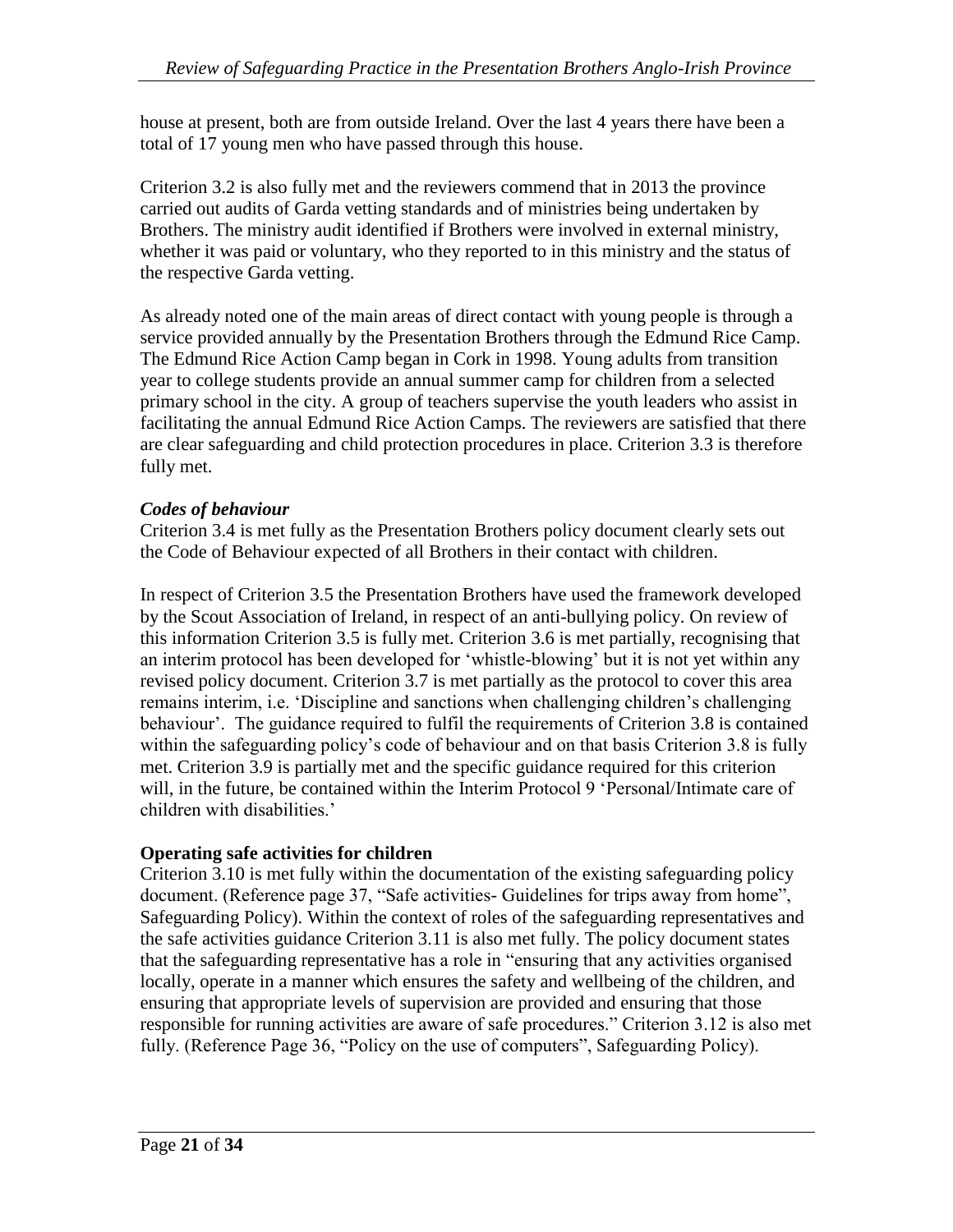house at present, both are from outside Ireland. Over the last 4 years there have been a total of 17 young men who have passed through this house.

Criterion 3.2 is also fully met and the reviewers commend that in 2013 the province carried out audits of Garda vetting standards and of ministries being undertaken by Brothers. The ministry audit identified if Brothers were involved in external ministry, whether it was paid or voluntary, who they reported to in this ministry and the status of the respective Garda vetting.

As already noted one of the main areas of direct contact with young people is through a service provided annually by the Presentation Brothers through the Edmund Rice Camp. The Edmund Rice Action Camp began in Cork in 1998. Young adults from transition year to college students provide an annual summer camp for children from a selected primary school in the city. A group of teachers supervise the youth leaders who assist in facilitating the annual Edmund Rice Action Camps. The reviewers are satisfied that there are clear safeguarding and child protection procedures in place. Criterion 3.3 is therefore fully met.

***Codes of behaviour***

Criterion 3.4 is met fully as the Presentation Brothers policy document clearly sets out the Code of Behaviour expected of all Brothers in their contact with children.

In respect of Criterion 3.5 the Presentation Brothers have used the framework developed by the Scout Association of Ireland, in respect of an anti-bullying policy. On review of this information Criterion 3.5 is fully met. Criterion 3.6 is met partially, recognising that an interim protocol has been developed for 'whistle-blowing' but it is not yet within any revised policy document. Criterion 3.7 is met partially as the protocol to cover this area remains interim, i.e. 'Discipline and sanctions when challenging children's challenging behaviour'. The guidance required to fulfil the requirements of Criterion 3.8 is contained within the safeguarding policy's code of behaviour and on that basis Criterion 3.8 is fully met. Criterion 3.9 is partially met and the specific guidance required for this criterion will, in the future, be contained within the Interim Protocol 9 'Personal/Intimate care of children with disabilities.'

**Operating safe activities for children**

Criterion 3.10 is met fully within the documentation of the existing safeguarding policy document. (Reference page 37, "Safe activities- Guidelines for trips away from home", Safeguarding Policy). Within the context of roles of the safeguarding representatives and the safe activities guidance Criterion 3.11 is also met fully. The policy document states that the safeguarding representative has a role in "ensuring that any activities organised locally, operate in a manner which ensures the safety and wellbeing of the children, and ensuring that appropriate levels of supervision are provided and ensuring that those responsible for running activities are aware of safe procedures." Criterion 3.12 is also met fully. (Reference Page 36, "Policy on the use of computers", Safeguarding Policy).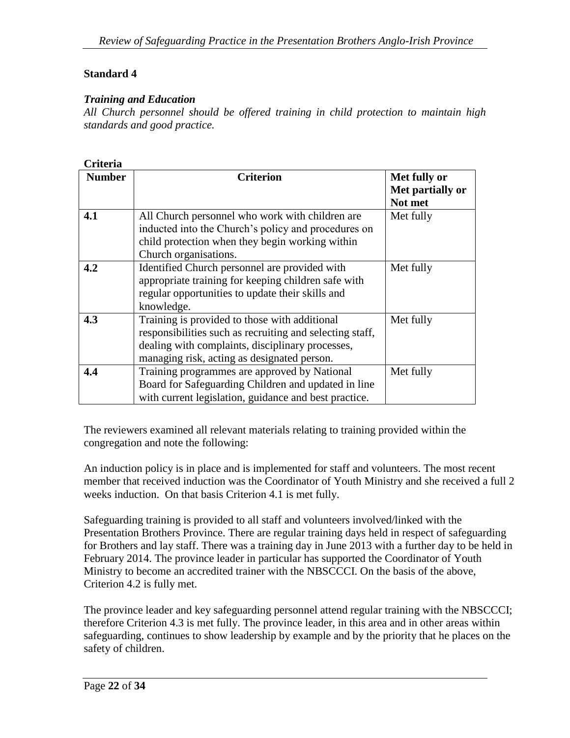## Standard 4

***Training and Education***

*All Church personnel should be offered training in child protection to maintain high standards and good practice.*

**Criteria**

| **Number** | **Criterion** | **Met fully or Met partially or Not met** |
|---|---|---|
| **4.1** | All Church personnel who work with children are inducted into the Church's policy and procedures on child protection when they begin working within Church organisations. | Met fully |
| **4.2** | Identified Church personnel are provided with appropriate training for keeping children safe with regular opportunities to update their skills and knowledge. | Met fully |
| **4.3** | Training is provided to those with additional responsibilities such as recruiting and selecting staff, dealing with complaints, disciplinary processes, managing risk, acting as designated person. | Met fully |
| **4.4** | Training programmes are approved by National Board for Safeguarding Children and updated in line with current legislation, guidance and best practice. | Met fully |

The reviewers examined all relevant materials relating to training provided within the congregation and note the following:

An induction policy is in place and is implemented for staff and volunteers. The most recent member that received induction was the Coordinator of Youth Ministry and she received a full 2 weeks induction. On that basis Criterion 4.1 is met fully.

Safeguarding training is provided to all staff and volunteers involved/linked with the Presentation Brothers Province. There are regular training days held in respect of safeguarding for Brothers and lay staff. There was a training day in June 2013 with a further day to be held in February 2014. The province leader in particular has supported the Coordinator of Youth Ministry to become an accredited trainer with the NBSCCCI. On the basis of the above, Criterion 4.2 is fully met.

The province leader and key safeguarding personnel attend regular training with the NBSCCCI; therefore Criterion 4.3 is met fully. The province leader, in this area and in other areas within safeguarding, continues to show leadership by example and by the priority that he places on the safety of children.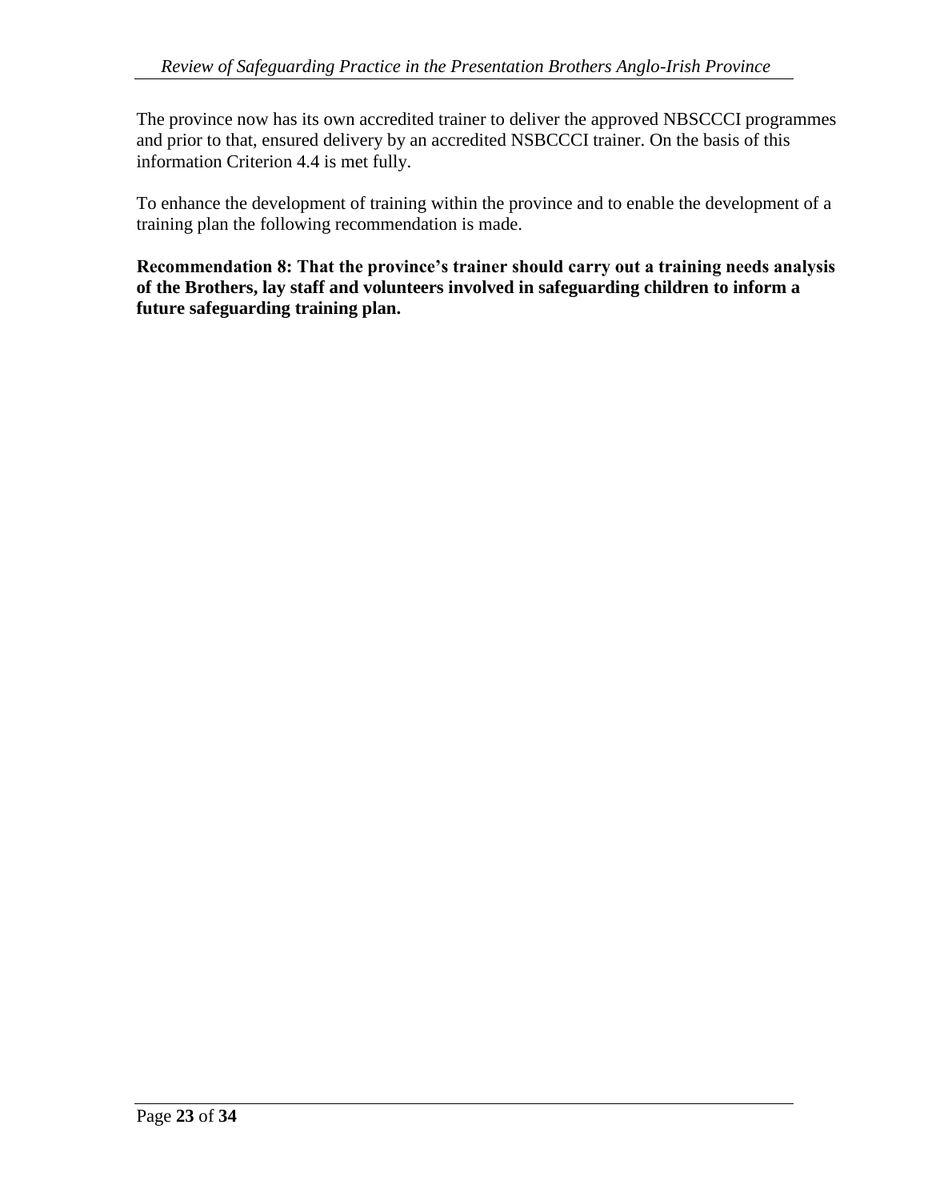The province now has its own accredited trainer to deliver the approved NBSCCCI programmes and prior to that, ensured delivery by an accredited NSBCCCI trainer. On the basis of this information Criterion 4.4 is met fully.

To enhance the development of training within the province and to enable the development of a training plan the following recommendation is made.

**Recommendation 8: That the province's trainer should carry out a training needs analysis of the Brothers, lay staff and volunteers involved in safeguarding children to inform a future safeguarding training plan.**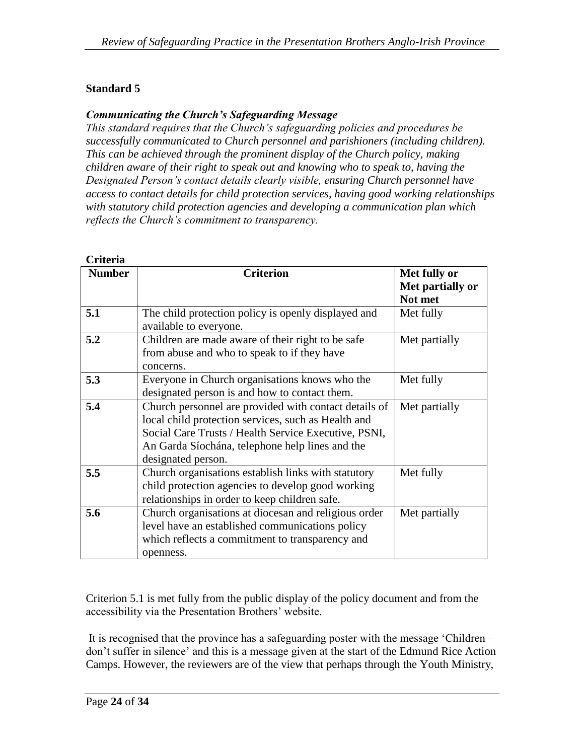**Standard 5**

***Communicating the Church's Safeguarding Message***
*This standard requires that the Church's safeguarding policies and procedures be successfully communicated to Church personnel and parishioners (including children). This can be achieved through the prominent display of the Church policy, making children aware of their right to speak out and knowing who to speak to, having the Designated Person's contact details clearly visible, ensuring Church personnel have access to contact details for child protection services, having good working relationships with statutory child protection agencies and developing a communication plan which reflects the Church's commitment to transparency.*

**Criteria**

| Number | Criterion | Met fully or Met partially or Not met |
|---|---|---|
| 5.1 | The child protection policy is openly displayed and available to everyone. | Met fully |
| 5.2 | Children are made aware of their right to be safe from abuse and who to speak to if they have concerns. | Met partially |
| 5.3 | Everyone in Church organisations knows who the designated person is and how to contact them. | Met fully |
| 5.4 | Church personnel are provided with contact details of local child protection services, such as Health and Social Care Trusts / Health Service Executive, PSNI, An Garda Síochána, telephone help lines and the designated person. | Met partially |
| 5.5 | Church organisations establish links with statutory child protection agencies to develop good working relationships in order to keep children safe. | Met fully |
| 5.6 | Church organisations at diocesan and religious order level have an established communications policy which reflects a commitment to transparency and openness. | Met partially |

Criterion 5.1 is met fully from the public display of the policy document and from the accessibility via the Presentation Brothers' website.

It is recognised that the province has a safeguarding poster with the message 'Children – don't suffer in silence' and this is a message given at the start of the Edmund Rice Action Camps. However, the reviewers are of the view that perhaps through the Youth Ministry,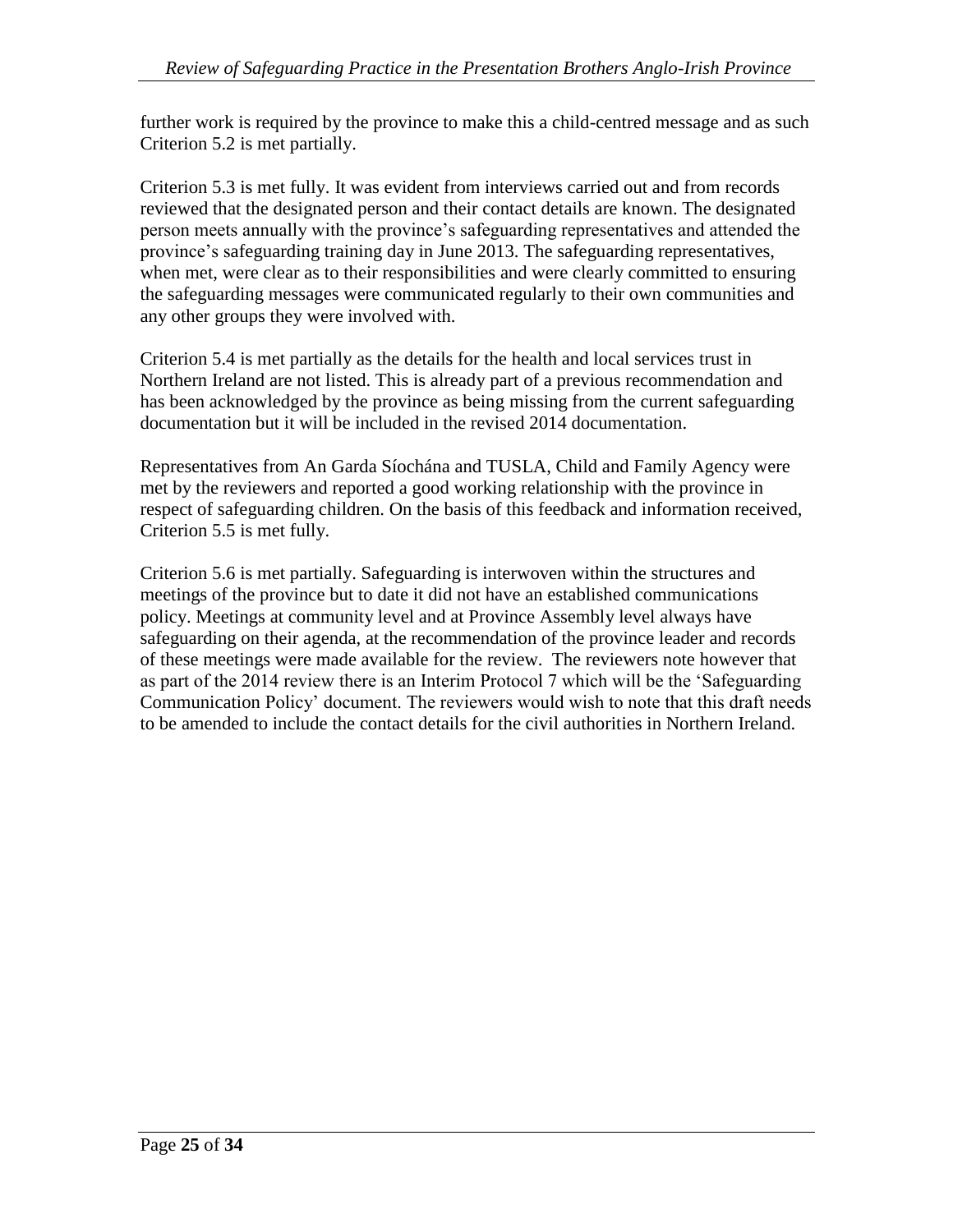further work is required by the province to make this a child-centred message and as such Criterion 5.2 is met partially.

Criterion 5.3 is met fully. It was evident from interviews carried out and from records reviewed that the designated person and their contact details are known. The designated person meets annually with the province's safeguarding representatives and attended the province's safeguarding training day in June 2013. The safeguarding representatives, when met, were clear as to their responsibilities and were clearly committed to ensuring the safeguarding messages were communicated regularly to their own communities and any other groups they were involved with.

Criterion 5.4 is met partially as the details for the health and local services trust in Northern Ireland are not listed. This is already part of a previous recommendation and has been acknowledged by the province as being missing from the current safeguarding documentation but it will be included in the revised 2014 documentation.

Representatives from An Garda Síochána and TUSLA, Child and Family Agency were met by the reviewers and reported a good working relationship with the province in respect of safeguarding children. On the basis of this feedback and information received, Criterion 5.5 is met fully.

Criterion 5.6 is met partially. Safeguarding is interwoven within the structures and meetings of the province but to date it did not have an established communications policy. Meetings at community level and at Province Assembly level always have safeguarding on their agenda, at the recommendation of the province leader and records of these meetings were made available for the review. The reviewers note however that as part of the 2014 review there is an Interim Protocol 7 which will be the 'Safeguarding Communication Policy' document. The reviewers would wish to note that this draft needs to be amended to include the contact details for the civil authorities in Northern Ireland.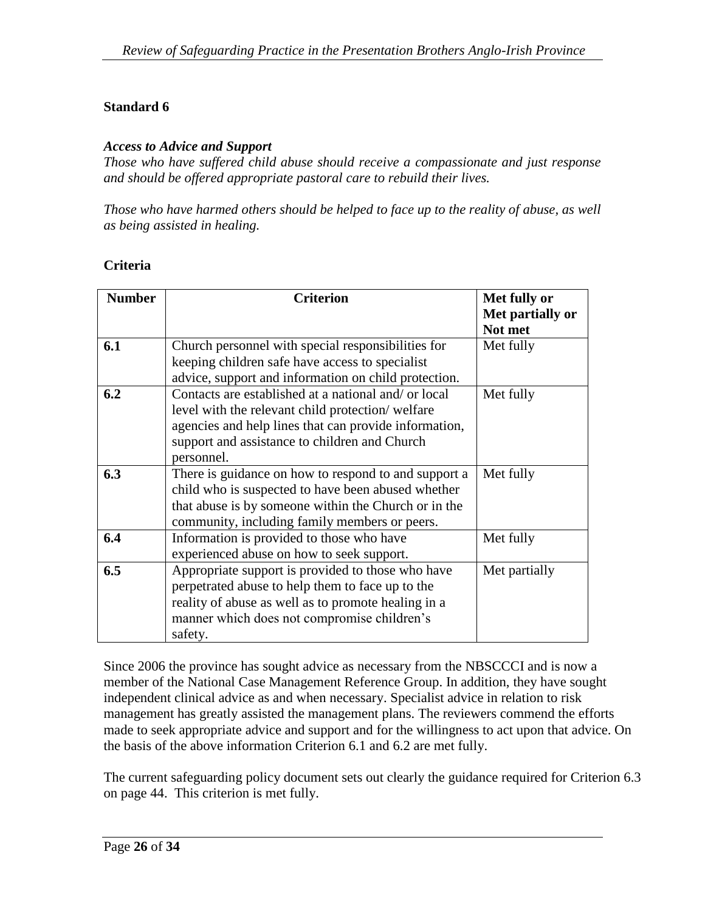**Standard 6**

***Access to Advice and Support***

*Those who have suffered child abuse should receive a compassionate and just response and should be offered appropriate pastoral care to rebuild their lives.*

*Those who have harmed others should be helped to face up to the reality of abuse, as well as being assisted in healing.*

**Criteria**

| Number | Criterion | Met fully or Met partially or Not met |
|---|---|---|
| **6.1** | Church personnel with special responsibilities for keeping children safe have access to specialist advice, support and information on child protection. | Met fully |
| **6.2** | Contacts are established at a national and/ or local level with the relevant child protection/ welfare agencies and help lines that can provide information, support and assistance to children and Church personnel. | Met fully |
| **6.3** | There is guidance on how to respond to and support a child who is suspected to have been abused whether that abuse is by someone within the Church or in the community, including family members or peers. | Met fully |
| **6.4** | Information is provided to those who have experienced abuse on how to seek support. | Met fully |
| **6.5** | Appropriate support is provided to those who have perpetrated abuse to help them to face up to the reality of abuse as well as to promote healing in a manner which does not compromise children's safety. | Met partially |

Since 2006 the province has sought advice as necessary from the NBSCCCI and is now a member of the National Case Management Reference Group. In addition, they have sought independent clinical advice as and when necessary. Specialist advice in relation to risk management has greatly assisted the management plans. The reviewers commend the efforts made to seek appropriate advice and support and for the willingness to act upon that advice. On the basis of the above information Criterion 6.1 and 6.2 are met fully.

The current safeguarding policy document sets out clearly the guidance required for Criterion 6.3 on page 44. This criterion is met fully.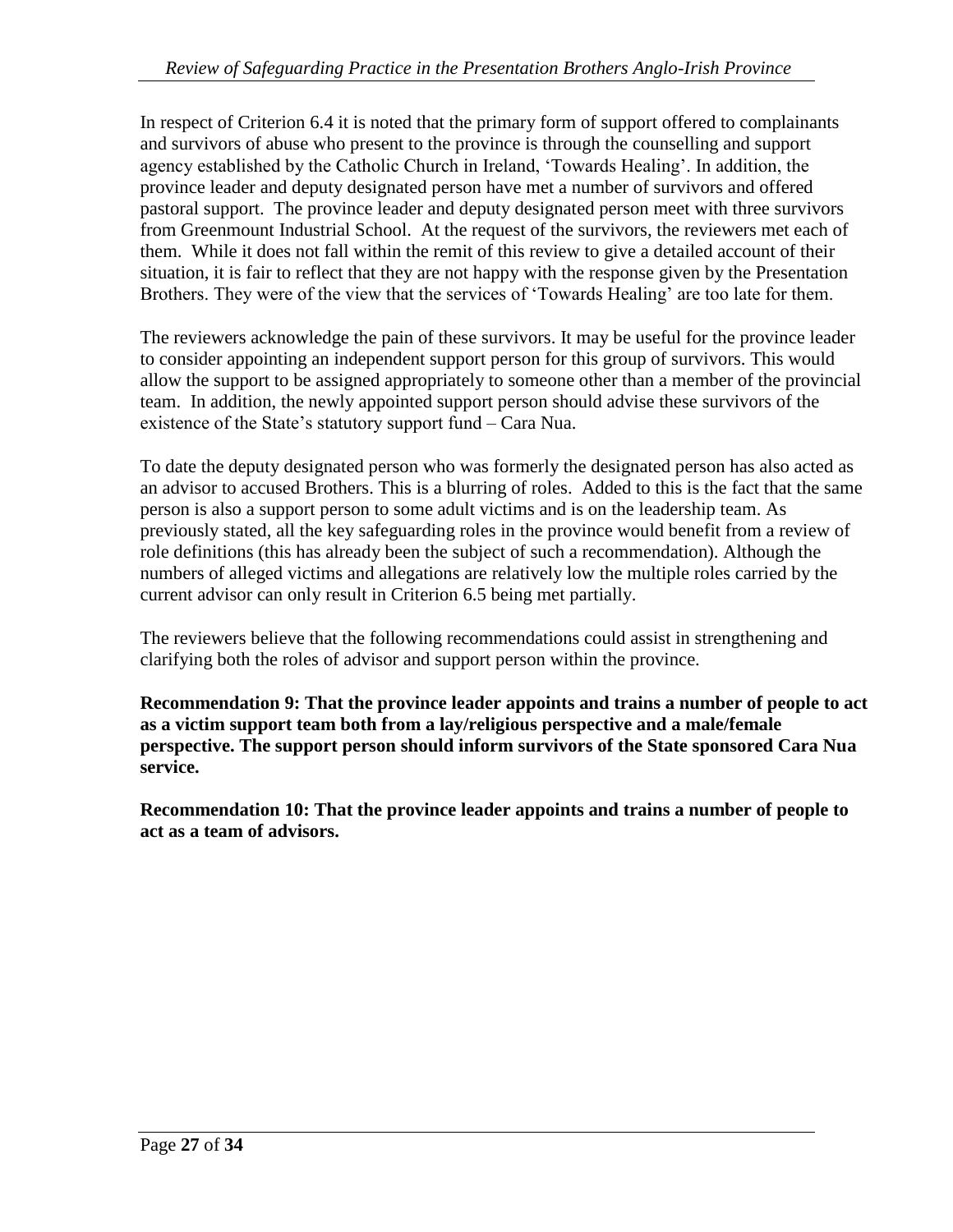In respect of Criterion 6.4 it is noted that the primary form of support offered to complainants and survivors of abuse who present to the province is through the counselling and support agency established by the Catholic Church in Ireland, 'Towards Healing'. In addition, the province leader and deputy designated person have met a number of survivors and offered pastoral support. The province leader and deputy designated person meet with three survivors from Greenmount Industrial School. At the request of the survivors, the reviewers met each of them. While it does not fall within the remit of this review to give a detailed account of their situation, it is fair to reflect that they are not happy with the response given by the Presentation Brothers. They were of the view that the services of 'Towards Healing' are too late for them.

The reviewers acknowledge the pain of these survivors. It may be useful for the province leader to consider appointing an independent support person for this group of survivors. This would allow the support to be assigned appropriately to someone other than a member of the provincial team. In addition, the newly appointed support person should advise these survivors of the existence of the State's statutory support fund – Cara Nua.

To date the deputy designated person who was formerly the designated person has also acted as an advisor to accused Brothers. This is a blurring of roles. Added to this is the fact that the same person is also a support person to some adult victims and is on the leadership team. As previously stated, all the key safeguarding roles in the province would benefit from a review of role definitions (this has already been the subject of such a recommendation). Although the numbers of alleged victims and allegations are relatively low the multiple roles carried by the current advisor can only result in Criterion 6.5 being met partially.

The reviewers believe that the following recommendations could assist in strengthening and clarifying both the roles of advisor and support person within the province.

**Recommendation 9: That the province leader appoints and trains a number of people to act as a victim support team both from a lay/religious perspective and a male/female perspective. The support person should inform survivors of the State sponsored Cara Nua service.**

**Recommendation 10: That the province leader appoints and trains a number of people to act as a team of advisors.**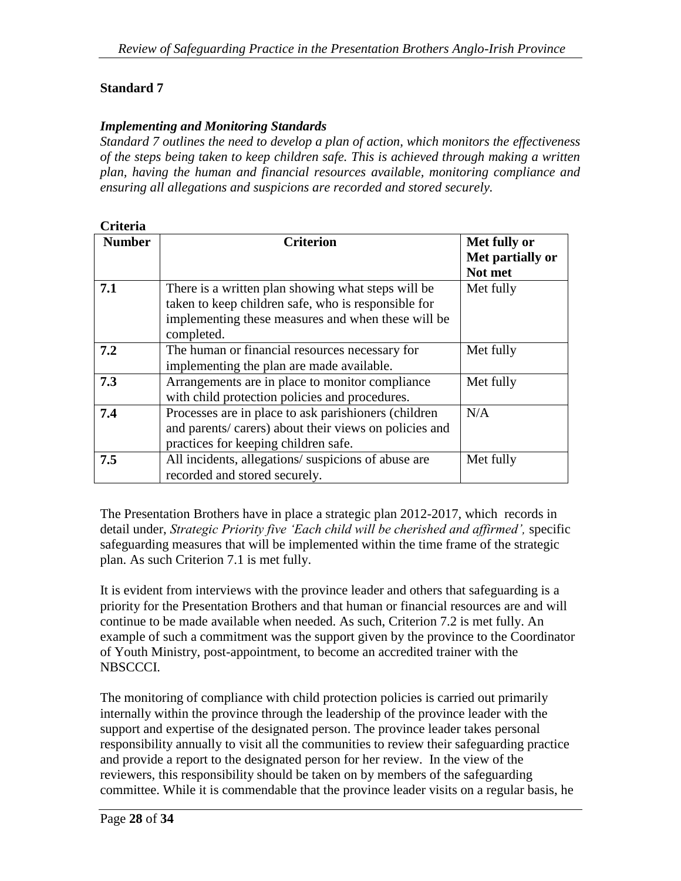**Standard 7**

***Implementing and Monitoring Standards***

*Standard 7 outlines the need to develop a plan of action, which monitors the effectiveness of the steps being taken to keep children safe. This is achieved through making a written plan, having the human and financial resources available, monitoring compliance and ensuring all allegations and suspicions are recorded and stored securely.*

**Criteria**

| Number | Criterion | Met fully or Met partially or Not met |
|---|---|---|
| **7.1** | There is a written plan showing what steps will be taken to keep children safe, who is responsible for implementing these measures and when these will be completed. | Met fully |
| **7.2** | The human or financial resources necessary for implementing the plan are made available. | Met fully |
| **7.3** | Arrangements are in place to monitor compliance with child protection policies and procedures. | Met fully |
| **7.4** | Processes are in place to ask parishioners (children and parents/ carers) about their views on policies and practices for keeping children safe. | N/A |
| **7.5** | All incidents, allegations/ suspicions of abuse are recorded and stored securely. | Met fully |

The Presentation Brothers have in place a strategic plan 2012-2017, which records in detail under, *Strategic Priority five 'Each child will be cherished and affirmed',* specific safeguarding measures that will be implemented within the time frame of the strategic plan. As such Criterion 7.1 is met fully.

It is evident from interviews with the province leader and others that safeguarding is a priority for the Presentation Brothers and that human or financial resources are and will continue to be made available when needed. As such, Criterion 7.2 is met fully. An example of such a commitment was the support given by the province to the Coordinator of Youth Ministry, post-appointment, to become an accredited trainer with the NBSCCCI.

The monitoring of compliance with child protection policies is carried out primarily internally within the province through the leadership of the province leader with the support and expertise of the designated person. The province leader takes personal responsibility annually to visit all the communities to review their safeguarding practice and provide a report to the designated person for her review. In the view of the reviewers, this responsibility should be taken on by members of the safeguarding committee. While it is commendable that the province leader visits on a regular basis, he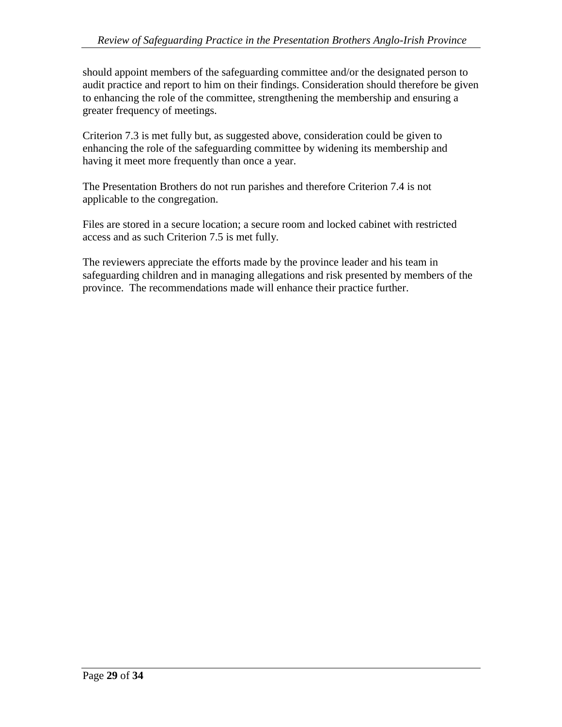should appoint members of the safeguarding committee and/or the designated person to audit practice and report to him on their findings. Consideration should therefore be given to enhancing the role of the committee, strengthening the membership and ensuring a greater frequency of meetings.

Criterion 7.3 is met fully but, as suggested above, consideration could be given to enhancing the role of the safeguarding committee by widening its membership and having it meet more frequently than once a year.

The Presentation Brothers do not run parishes and therefore Criterion 7.4 is not applicable to the congregation.

Files are stored in a secure location; a secure room and locked cabinet with restricted access and as such Criterion 7.5 is met fully.

The reviewers appreciate the efforts made by the province leader and his team in safeguarding children and in managing allegations and risk presented by members of the province. The recommendations made will enhance their practice further.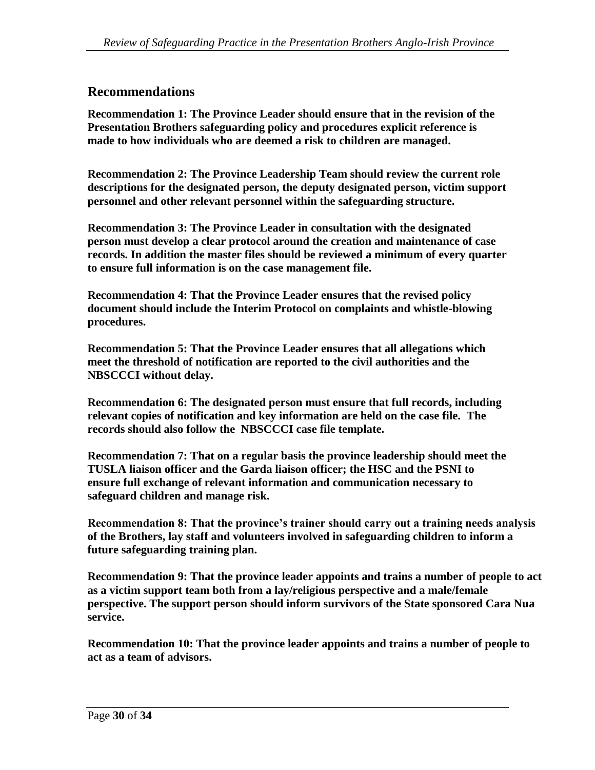## Recommendations

**Recommendation 1: The Province Leader should ensure that in the revision of the Presentation Brothers safeguarding policy and procedures explicit reference is made to how individuals who are deemed a risk to children are managed.**

**Recommendation 2: The Province Leadership Team should review the current role descriptions for the designated person, the deputy designated person, victim support personnel and other relevant personnel within the safeguarding structure.**

**Recommendation 3: The Province Leader in consultation with the designated person must develop a clear protocol around the creation and maintenance of case records. In addition the master files should be reviewed a minimum of every quarter to ensure full information is on the case management file.**

**Recommendation 4: That the Province Leader ensures that the revised policy document should include the Interim Protocol on complaints and whistle-blowing procedures.**

**Recommendation 5: That the Province Leader ensures that all allegations which meet the threshold of notification are reported to the civil authorities and the NBSCCCI without delay.**

**Recommendation 6: The designated person must ensure that full records, including relevant copies of notification and key information are held on the case file. The records should also follow the NBSCCCI case file template.**

**Recommendation 7: That on a regular basis the province leadership should meet the TUSLA liaison officer and the Garda liaison officer; the HSC and the PSNI to ensure full exchange of relevant information and communication necessary to safeguard children and manage risk.**

**Recommendation 8: That the province's trainer should carry out a training needs analysis of the Brothers, lay staff and volunteers involved in safeguarding children to inform a future safeguarding training plan.**

**Recommendation 9: That the province leader appoints and trains a number of people to act as a victim support team both from a lay/religious perspective and a male/female perspective. The support person should inform survivors of the State sponsored Cara Nua service.**

**Recommendation 10: That the province leader appoints and trains a number of people to act as a team of advisors.**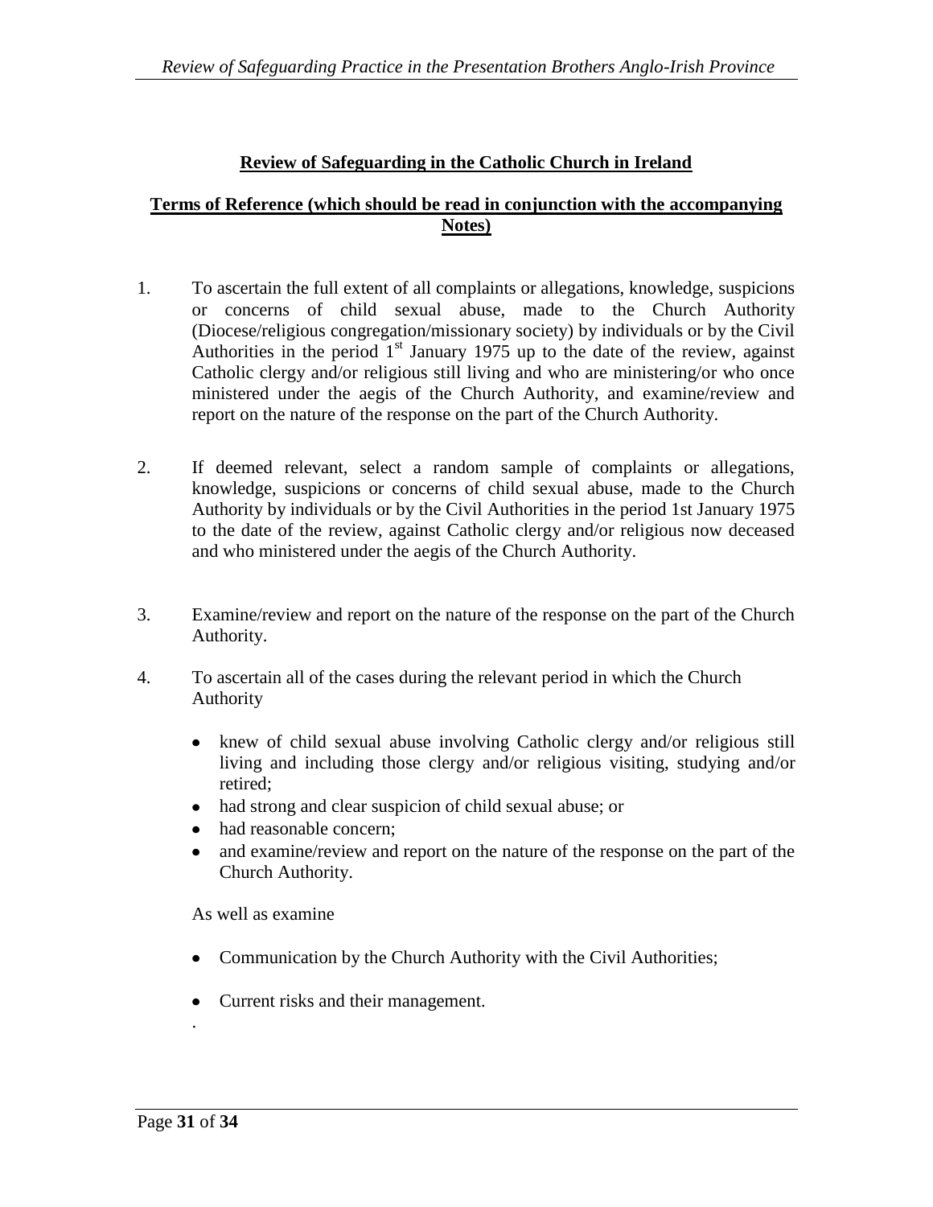## Review of Safeguarding in the Catholic Church in Ireland

### Terms of Reference (which should be read in conjunction with the accompanying Notes)

1. To ascertain the full extent of all complaints or allegations, knowledge, suspicions or concerns of child sexual abuse, made to the Church Authority (Diocese/religious congregation/missionary society) by individuals or by the Civil Authorities in the period 1st January 1975 up to the date of the review, against Catholic clergy and/or religious still living and who are ministering/or who once ministered under the aegis of the Church Authority, and examine/review and report on the nature of the response on the part of the Church Authority.

2. If deemed relevant, select a random sample of complaints or allegations, knowledge, suspicions or concerns of child sexual abuse, made to the Church Authority by individuals or by the Civil Authorities in the period 1st January 1975 to the date of the review, against Catholic clergy and/or religious now deceased and who ministered under the aegis of the Church Authority.

3. Examine/review and report on the nature of the response on the part of the Church Authority.

4. To ascertain all of the cases during the relevant period in which the Church Authority

   - knew of child sexual abuse involving Catholic clergy and/or religious still living and including those clergy and/or religious visiting, studying and/or retired;
   - had strong and clear suspicion of child sexual abuse; or
   - had reasonable concern;
   - and examine/review and report on the nature of the response on the part of the Church Authority.

   As well as examine

   - Communication by the Church Authority with the Civil Authorities;
   - Current risks and their management.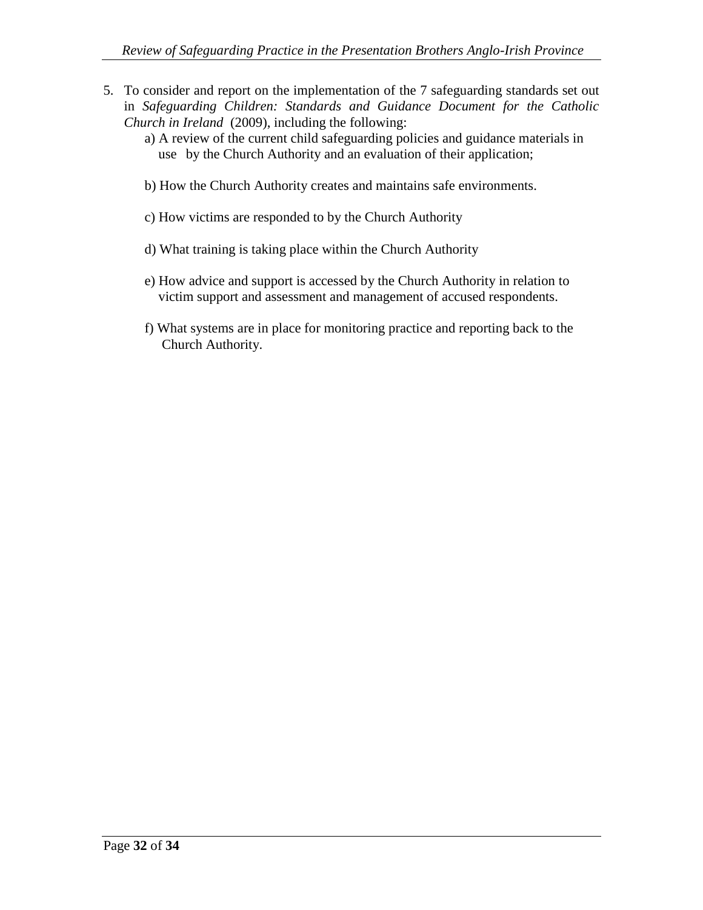5. To consider and report on the implementation of the 7 safeguarding standards set out in *Safeguarding Children: Standards and Guidance Document for the Catholic Church in Ireland* (2009), including the following:
   a) A review of the current child safeguarding policies and guidance materials in use by the Church Authority and an evaluation of their application;

   b) How the Church Authority creates and maintains safe environments.

   c) How victims are responded to by the Church Authority

   d) What training is taking place within the Church Authority

   e) How advice and support is accessed by the Church Authority in relation to victim support and assessment and management of accused respondents.

   f) What systems are in place for monitoring practice and reporting back to the Church Authority.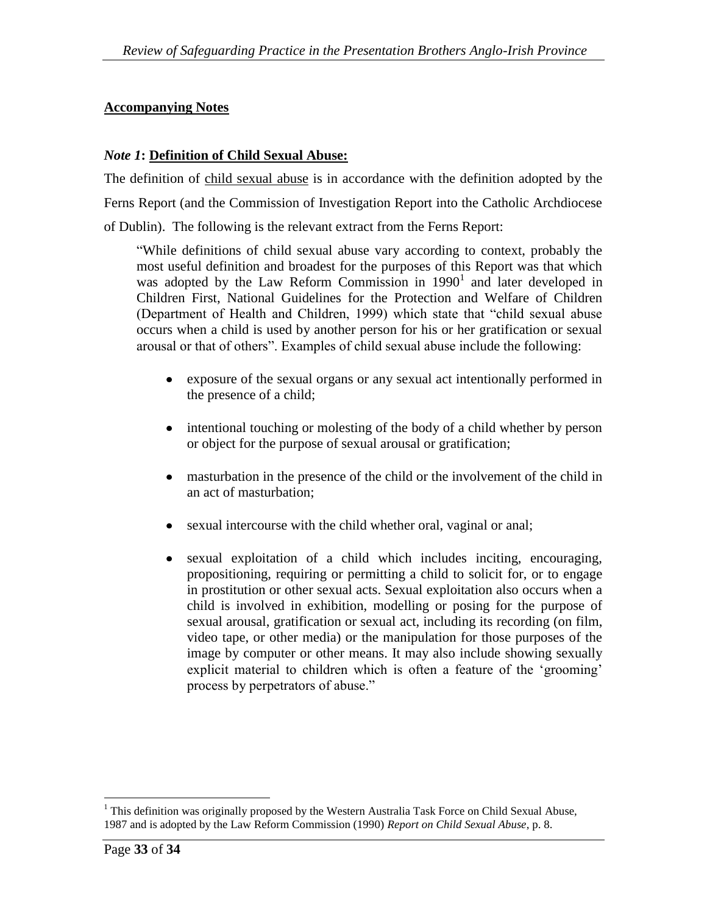**Accompanying Notes**

***Note 1*: Definition of Child Sexual Abuse:**

The definition of child sexual abuse is in accordance with the definition adopted by the Ferns Report (and the Commission of Investigation Report into the Catholic Archdiocese of Dublin). The following is the relevant extract from the Ferns Report:

> "While definitions of child sexual abuse vary according to context, probably the most useful definition and broadest for the purposes of this Report was that which was adopted by the Law Reform Commission in 1990[1] and later developed in Children First, National Guidelines for the Protection and Welfare of Children (Department of Health and Children, 1999) which state that "child sexual abuse occurs when a child is used by another person for his or her gratification or sexual arousal or that of others". Examples of child sexual abuse include the following:
>
> - exposure of the sexual organs or any sexual act intentionally performed in the presence of a child;
> - intentional touching or molesting of the body of a child whether by person or object for the purpose of sexual arousal or gratification;
> - masturbation in the presence of the child or the involvement of the child in an act of masturbation;
> - sexual intercourse with the child whether oral, vaginal or anal;
> - sexual exploitation of a child which includes inciting, encouraging, propositioning, requiring or permitting a child to solicit for, or to engage in prostitution or other sexual acts. Sexual exploitation also occurs when a child is involved in exhibition, modelling or posing for the purpose of sexual arousal, gratification or sexual act, including its recording (on film, video tape, or other media) or the manipulation for those purposes of the image by computer or other means. It may also include showing sexually explicit material to children which is often a feature of the 'grooming' process by perpetrators of abuse."

---

[1] This definition was originally proposed by the Western Australia Task Force on Child Sexual Abuse, 1987 and is adopted by the Law Reform Commission (1990) *Report on Child Sexual Abuse*, p. 8.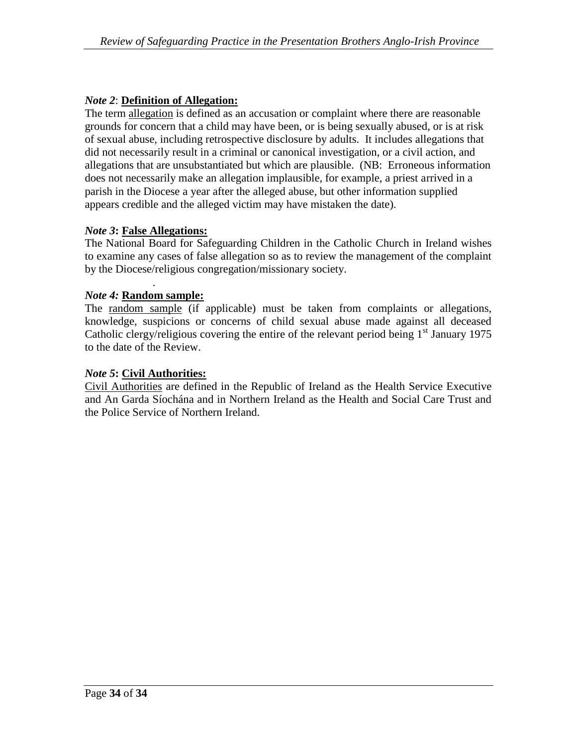*Note 2*: **Definition of Allegation:**

The term allegation is defined as an accusation or complaint where there are reasonable grounds for concern that a child may have been, or is being sexually abused, or is at risk of sexual abuse, including retrospective disclosure by adults. It includes allegations that did not necessarily result in a criminal or canonical investigation, or a civil action, and allegations that are unsubstantiated but which are plausible. (NB: Erroneous information does not necessarily make an allegation implausible, for example, a priest arrived in a parish in the Diocese a year after the alleged abuse, but other information supplied appears credible and the alleged victim may have mistaken the date).

*Note 3***: False Allegations:**

The National Board for Safeguarding Children in the Catholic Church in Ireland wishes to examine any cases of false allegation so as to review the management of the complaint by the Diocese/religious congregation/missionary society.

*Note 4:* **Random sample:**

The random sample (if applicable) must be taken from complaints or allegations, knowledge, suspicions or concerns of child sexual abuse made against all deceased Catholic clergy/religious covering the entire of the relevant period being 1st January 1975 to the date of the Review.

*Note 5***: Civil Authorities:**

Civil Authorities are defined in the Republic of Ireland as the Health Service Executive and An Garda Síochána and in Northern Ireland as the Health and Social Care Trust and the Police Service of Northern Ireland.